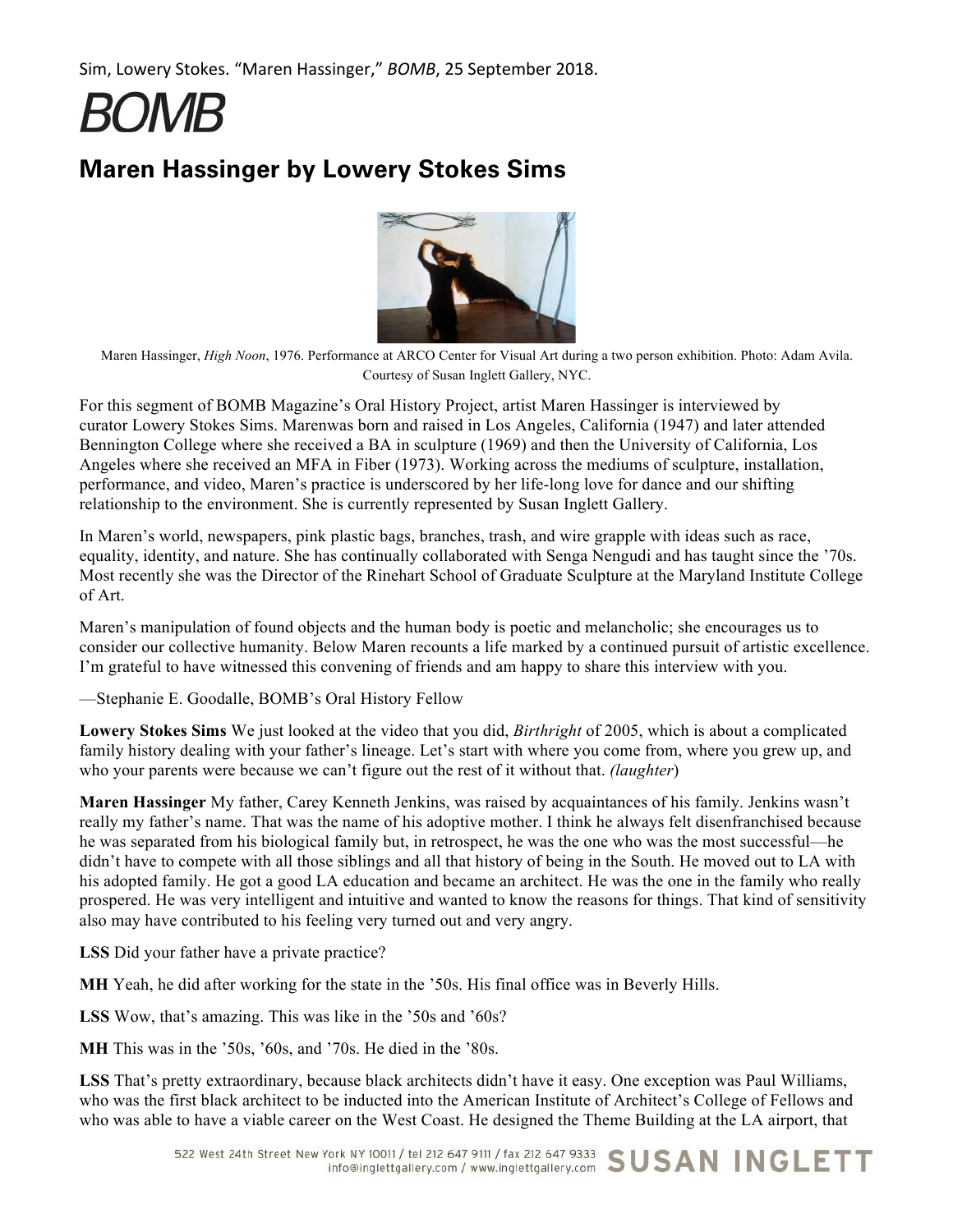Sim, Lowery Stokes. “Maren Hassinger,” *BOMB*, 25 September 2018.

# BOMB

## Maren Hassinger by Lowery Stokes Sims

Maren Hassinger, *High Noon*, 1976. Performance at ARCO Center for Visual Art during a two person exhibition. Photo: Adam Avila. Courtesy of Susan Inglett Gallery, NYC.

For this segment of BOMB Magazine’s Oral History Project, artist Maren Hassinger is interviewed by curator Lowery Stokes Sims. Marenwas born and raised in Los Angeles, California (1947) and later attended Bennington College where she received a BA in sculpture (1969) and then the University of California, Los Angeles where she received an MFA in Fiber (1973). Working across the mediums of sculpture, installation, performance, and video, Maren’s practice is underscored by her life-long love for dance and our shifting relationship to the environment. She is currently represented by Susan Inglett Gallery.

In Maren’s world, newspapers, pink plastic bags, branches, trash, and wire grapple with ideas such as race, equality, identity, and nature. She has continually collaborated with Senga Nengudi and has taught since the ’70s. Most recently she was the Director of the Rinehart School of Graduate Sculpture at the Maryland Institute College of Art.

Maren’s manipulation of found objects and the human body is poetic and melancholic; she encourages us to consider our collective humanity. Below Maren recounts a life marked by a continued pursuit of artistic excellence. I’m grateful to have witnessed this convening of friends and am happy to share this interview with you.

—Stephanie E. Goodalle, BOMB’s Oral History Fellow

**Lowery Stokes Sims** We just looked at the video that you did, *Birthright* of 2005, which is about a complicated family history dealing with your father’s lineage. Let’s start with where you come from, where you grew up, and who your parents were because we can’t figure out the rest of it without that. *(laughter*)

**Maren Hassinger** My father, Carey Kenneth Jenkins, was raised by acquaintances of his family. Jenkins wasn’t really my father’s name. That was the name of his adoptive mother. I think he always felt disenfranchised because he was separated from his biological family but, in retrospect, he was the one who was the most successful—he didn’t have to compete with all those siblings and all that history of being in the South. He moved out to LA with his adopted family. He got a good LA education and became an architect. He was the one in the family who really prospered. He was very intelligent and intuitive and wanted to know the reasons for things. That kind of sensitivity also may have contributed to his feeling very turned out and very angry.

**LSS** Did your father have a private practice?

**MH** Yeah, he did after working for the state in the ’50s. His final office was in Beverly Hills.

**LSS** Wow, that’s amazing. This was like in the ’50s and ’60s?

**MH** This was in the ’50s, ’60s, and ’70s. He died in the ’80s.

**LSS** That’s pretty extraordinary, because black architects didn’t have it easy. One exception was Paul Williams, who was the first black architect to be inducted into the American Institute of Architect’s College of Fellows and who was able to have a viable career on the West Coast. He designed the Theme Building at the LA airport, that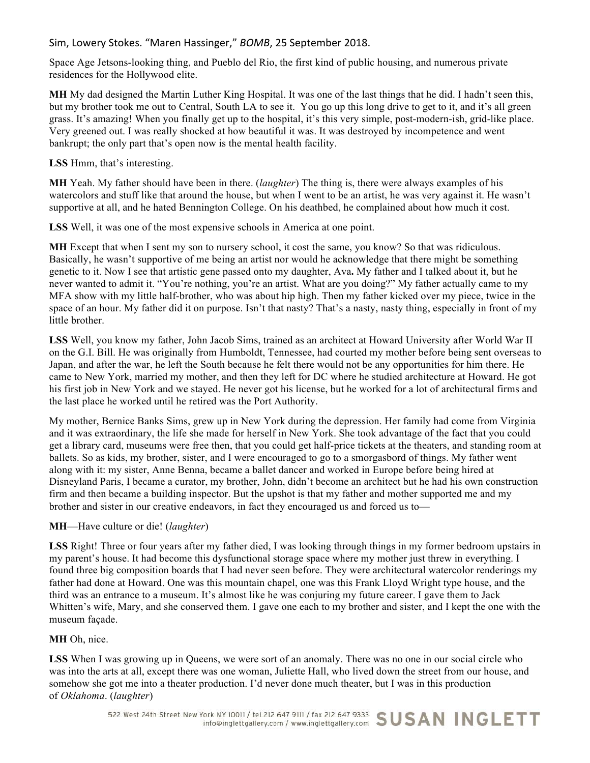Space Age Jetsons-looking thing, and Pueblo del Rio, the first kind of public housing, and numerous private residences for the Hollywood elite.

**MH** My dad designed the Martin Luther King Hospital. It was one of the last things that he did. I hadn't seen this, but my brother took me out to Central, South LA to see it. You go up this long drive to get to it, and it's all green grass. It's amazing! When you finally get up to the hospital, it's this very simple, post-modern-ish, grid-like place. Very greened out. I was really shocked at how beautiful it was. It was destroyed by incompetence and went bankrupt; the only part that's open now is the mental health facility.

**LSS** Hmm, that's interesting.

**MH** Yeah. My father should have been in there. (*laughter*) The thing is, there were always examples of his watercolors and stuff like that around the house, but when I went to be an artist, he was very against it. He wasn't supportive at all, and he hated Bennington College. On his deathbed, he complained about how much it cost.

**LSS** Well, it was one of the most expensive schools in America at one point.

**MH** Except that when I sent my son to nursery school, it cost the same, you know? So that was ridiculous. Basically, he wasn't supportive of me being an artist nor would he acknowledge that there might be something genetic to it. Now I see that artistic gene passed onto my daughter, Ava**.** My father and I talked about it, but he never wanted to admit it. "You're nothing, you're an artist. What are you doing?" My father actually came to my MFA show with my little half-brother, who was about hip high. Then my father kicked over my piece, twice in the space of an hour. My father did it on purpose. Isn't that nasty? That's a nasty, nasty thing, especially in front of my little brother.

**LSS** Well, you know my father, John Jacob Sims, trained as an architect at Howard University after World War II on the G.I. Bill. He was originally from Humboldt, Tennessee, had courted my mother before being sent overseas to Japan, and after the war, he left the South because he felt there would not be any opportunities for him there. He came to New York, married my mother, and then they left for DC where he studied architecture at Howard. He got his first job in New York and we stayed. He never got his license, but he worked for a lot of architectural firms and the last place he worked until he retired was the Port Authority.

My mother, Bernice Banks Sims, grew up in New York during the depression. Her family had come from Virginia and it was extraordinary, the life she made for herself in New York. She took advantage of the fact that you could get a library card, museums were free then, that you could get half-price tickets at the theaters, and standing room at ballets. So as kids, my brother, sister, and I were encouraged to go to a smorgasbord of things. My father went along with it: my sister, Anne Benna, became a ballet dancer and worked in Europe before being hired at Disneyland Paris, I became a curator, my brother, John, didn't become an architect but he had his own construction firm and then became a building inspector. But the upshot is that my father and mother supported me and my brother and sister in our creative endeavors, in fact they encouraged us and forced us to—

**MH**—Have culture or die! (*laughter*)

**LSS** Right! Three or four years after my father died, I was looking through things in my former bedroom upstairs in my parent's house. It had become this dysfunctional storage space where my mother just threw in everything. I found three big composition boards that I had never seen before. They were architectural watercolor renderings my father had done at Howard. One was this mountain chapel, one was this Frank Lloyd Wright type house, and the third was an entrance to a museum. It's almost like he was conjuring my future career. I gave them to Jack Whitten's wife, Mary, and she conserved them. I gave one each to my brother and sister, and I kept the one with the museum façade.

**MH** Oh, nice.

**LSS** When I was growing up in Queens, we were sort of an anomaly. There was no one in our social circle who was into the arts at all, except there was one woman, Juliette Hall, who lived down the street from our house, and somehow she got me into a theater production. I'd never done much theater, but I was in this production of *Oklahoma*. (*laughter*)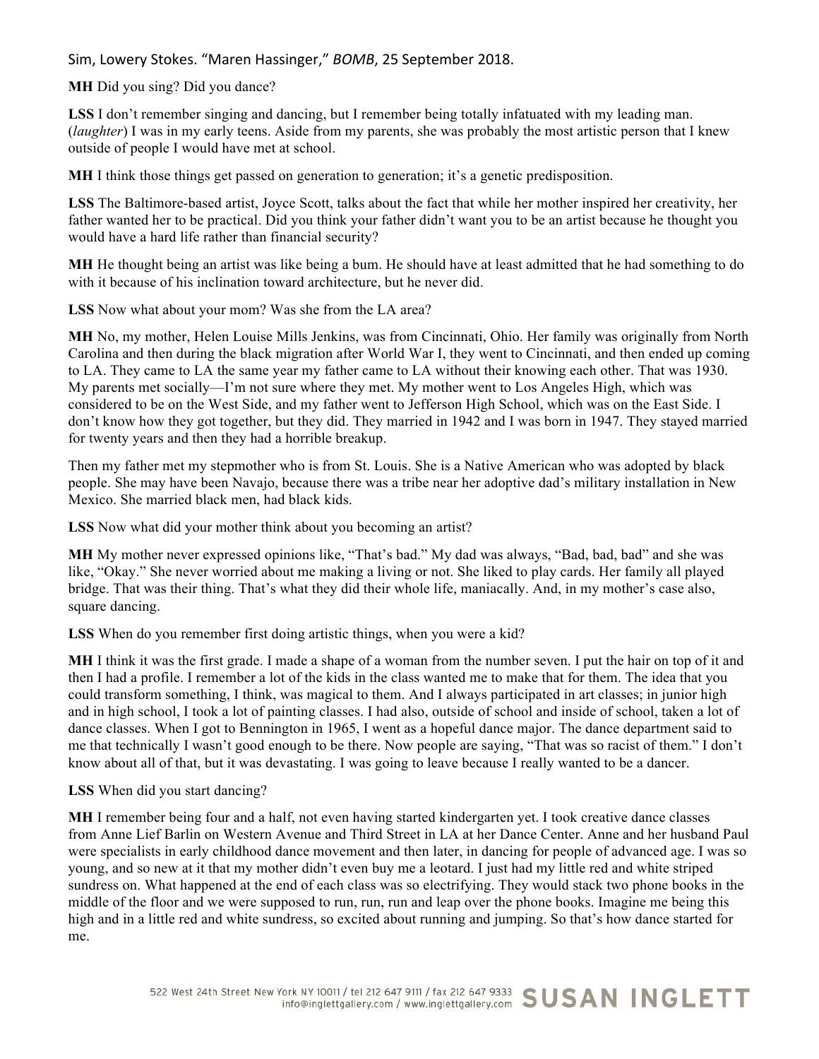**MH** Did you sing? Did you dance?

**LSS** I don't remember singing and dancing, but I remember being totally infatuated with my leading man. (*laughter*) I was in my early teens. Aside from my parents, she was probably the most artistic person that I knew outside of people I would have met at school.

**MH** I think those things get passed on generation to generation; it's a genetic predisposition.

**LSS** The Baltimore-based artist, Joyce Scott, talks about the fact that while her mother inspired her creativity, her father wanted her to be practical. Did you think your father didn't want you to be an artist because he thought you would have a hard life rather than financial security?

**MH** He thought being an artist was like being a bum. He should have at least admitted that he had something to do with it because of his inclination toward architecture, but he never did.

**LSS** Now what about your mom? Was she from the LA area?

**MH** No, my mother, Helen Louise Mills Jenkins, was from Cincinnati, Ohio. Her family was originally from North Carolina and then during the black migration after World War I, they went to Cincinnati, and then ended up coming to LA. They came to LA the same year my father came to LA without their knowing each other. That was 1930. My parents met socially—I'm not sure where they met. My mother went to Los Angeles High, which was considered to be on the West Side, and my father went to Jefferson High School, which was on the East Side. I don't know how they got together, but they did. They married in 1942 and I was born in 1947. They stayed married for twenty years and then they had a horrible breakup.

Then my father met my stepmother who is from St. Louis. She is a Native American who was adopted by black people. She may have been Navajo, because there was a tribe near her adoptive dad's military installation in New Mexico. She married black men, had black kids.

**LSS** Now what did your mother think about you becoming an artist?

**MH** My mother never expressed opinions like, "That's bad." My dad was always, "Bad, bad, bad" and she was like, "Okay." She never worried about me making a living or not. She liked to play cards. Her family all played bridge. That was their thing. That's what they did their whole life, maniacally. And, in my mother's case also, square dancing.

**LSS** When do you remember first doing artistic things, when you were a kid?

**MH** I think it was the first grade. I made a shape of a woman from the number seven. I put the hair on top of it and then I had a profile. I remember a lot of the kids in the class wanted me to make that for them. The idea that you could transform something, I think, was magical to them. And I always participated in art classes; in junior high and in high school, I took a lot of painting classes. I had also, outside of school and inside of school, taken a lot of dance classes. When I got to Bennington in 1965, I went as a hopeful dance major. The dance department said to me that technically I wasn't good enough to be there. Now people are saying, "That was so racist of them." I don't know about all of that, but it was devastating. I was going to leave because I really wanted to be a dancer.

**LSS** When did you start dancing?

**MH** I remember being four and a half, not even having started kindergarten yet. I took creative dance classes from Anne Lief Barlin on Western Avenue and Third Street in LA at her Dance Center. Anne and her husband Paul were specialists in early childhood dance movement and then later, in dancing for people of advanced age. I was so young, and so new at it that my mother didn't even buy me a leotard. I just had my little red and white striped sundress on. What happened at the end of each class was so electrifying. They would stack two phone books in the middle of the floor and we were supposed to run, run, run and leap over the phone books. Imagine me being this high and in a little red and white sundress, so excited about running and jumping. So that's how dance started for me.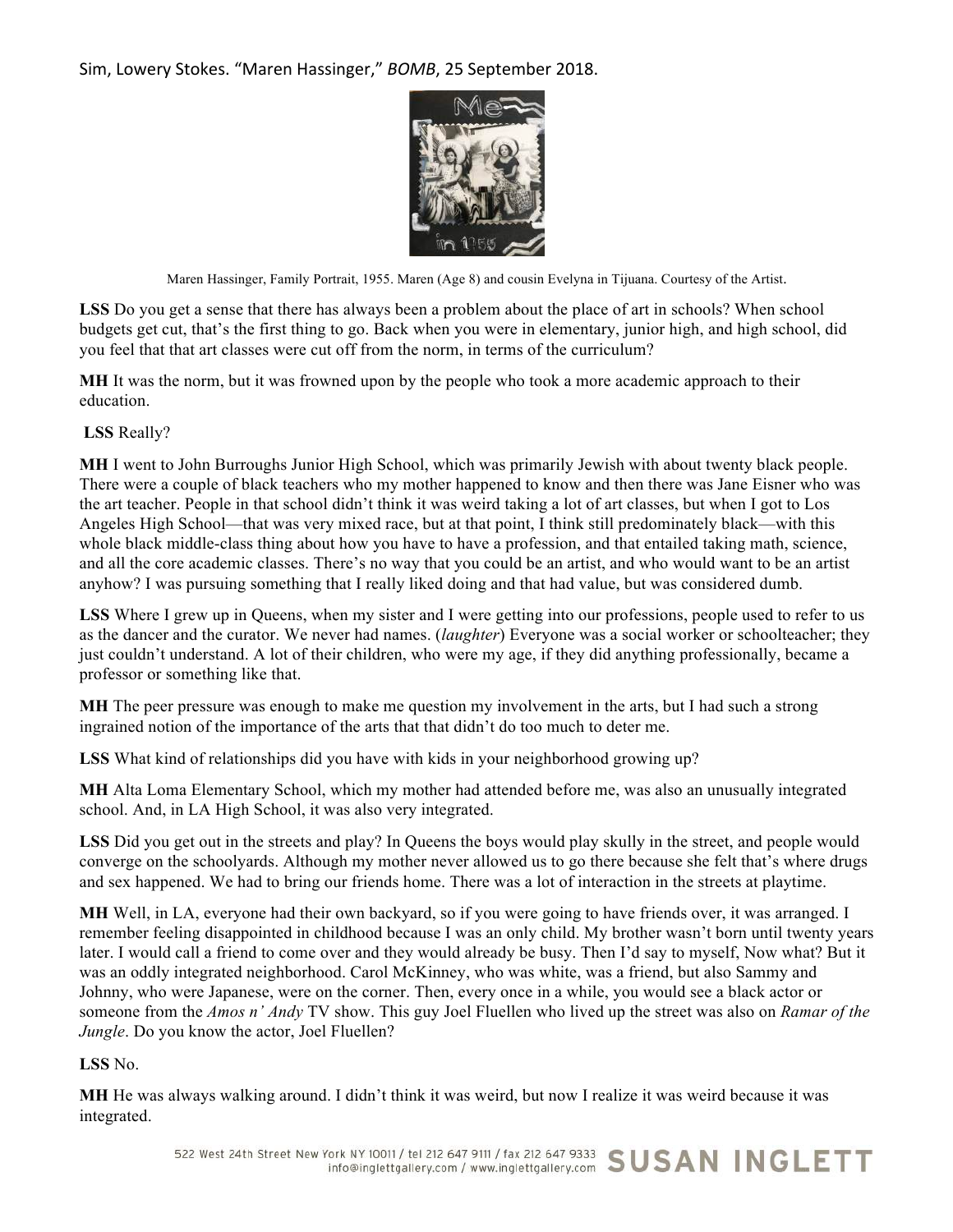Maren Hassinger, Family Portrait, 1955. Maren (Age 8) and cousin Evelyna in Tijuana. Courtesy of the Artist.

**LSS** Do you get a sense that there has always been a problem about the place of art in schools? When school budgets get cut, that's the first thing to go. Back when you were in elementary, junior high, and high school, did you feel that that art classes were cut off from the norm, in terms of the curriculum?

**MH** It was the norm, but it was frowned upon by the people who took a more academic approach to their education.

**LSS** Really?

**MH** I went to John Burroughs Junior High School, which was primarily Jewish with about twenty black people. There were a couple of black teachers who my mother happened to know and then there was Jane Eisner who was the art teacher. People in that school didn't think it was weird taking a lot of art classes, but when I got to Los Angeles High School—that was very mixed race, but at that point, I think still predominately black—with this whole black middle-class thing about how you have to have a profession, and that entailed taking math, science, and all the core academic classes. There's no way that you could be an artist, and who would want to be an artist anyhow? I was pursuing something that I really liked doing and that had value, but was considered dumb.

**LSS** Where I grew up in Queens, when my sister and I were getting into our professions, people used to refer to us as the dancer and the curator. We never had names. (*laughter*) Everyone was a social worker or schoolteacher; they just couldn't understand. A lot of their children, who were my age, if they did anything professionally, became a professor or something like that.

**MH** The peer pressure was enough to make me question my involvement in the arts, but I had such a strong ingrained notion of the importance of the arts that that didn't do too much to deter me.

**LSS** What kind of relationships did you have with kids in your neighborhood growing up?

**MH** Alta Loma Elementary School, which my mother had attended before me, was also an unusually integrated school. And, in LA High School, it was also very integrated.

**LSS** Did you get out in the streets and play? In Queens the boys would play skully in the street, and people would converge on the schoolyards. Although my mother never allowed us to go there because she felt that's where drugs and sex happened. We had to bring our friends home. There was a lot of interaction in the streets at playtime.

**MH** Well, in LA, everyone had their own backyard, so if you were going to have friends over, it was arranged. I remember feeling disappointed in childhood because I was an only child. My brother wasn't born until twenty years later. I would call a friend to come over and they would already be busy. Then I'd say to myself, Now what? But it was an oddly integrated neighborhood. Carol McKinney, who was white, was a friend, but also Sammy and Johnny, who were Japanese, were on the corner. Then, every once in a while, you would see a black actor or someone from the *Amos n' Andy* TV show. This guy Joel Fluellen who lived up the street was also on *Ramar of the Jungle*. Do you know the actor, Joel Fluellen?

**LSS** No.

**MH** He was always walking around. I didn't think it was weird, but now I realize it was weird because it was integrated.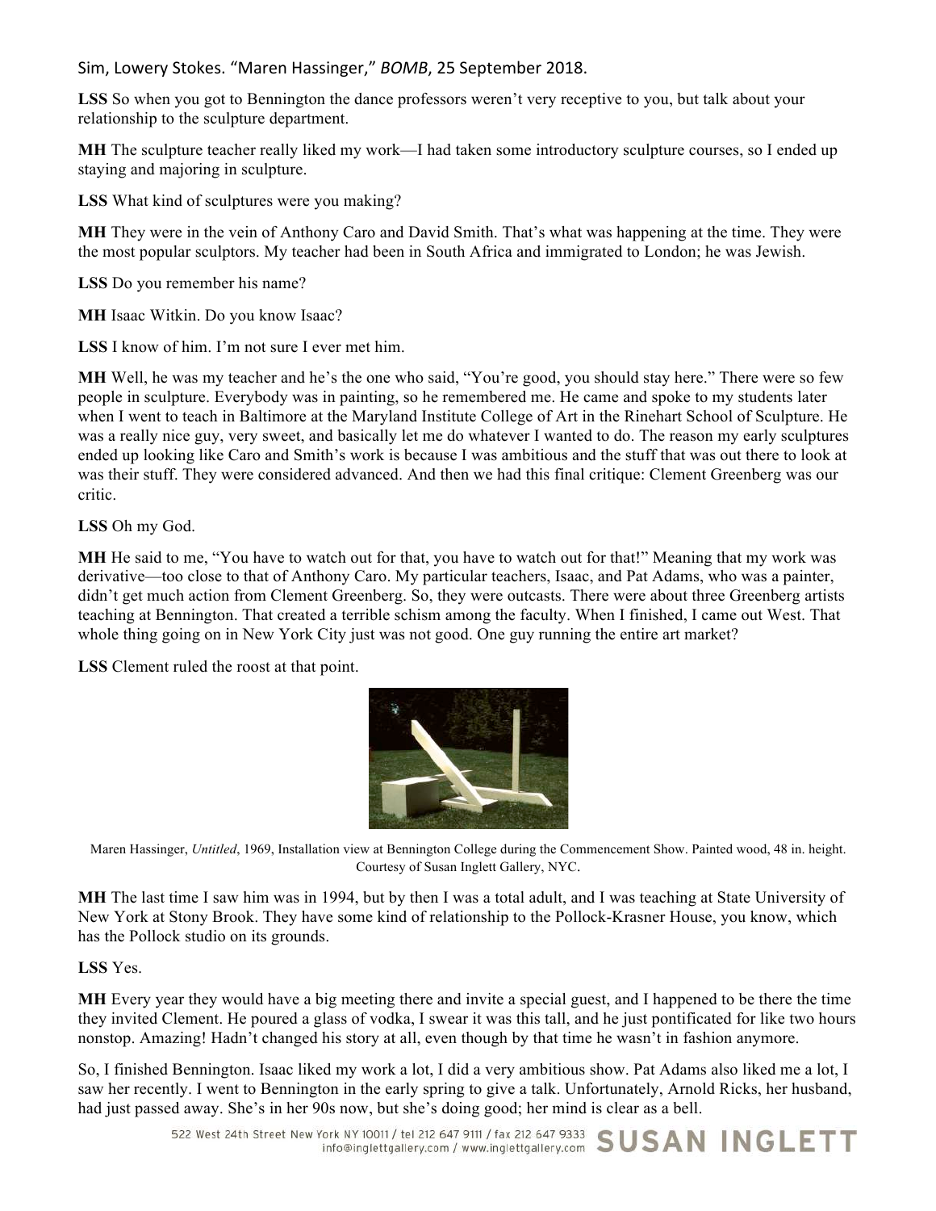**LSS** So when you got to Bennington the dance professors weren't very receptive to you, but talk about your relationship to the sculpture department.

**MH** The sculpture teacher really liked my work—I had taken some introductory sculpture courses, so I ended up staying and majoring in sculpture.

**LSS** What kind of sculptures were you making?

**MH** They were in the vein of Anthony Caro and David Smith. That's what was happening at the time. They were the most popular sculptors. My teacher had been in South Africa and immigrated to London; he was Jewish.

**LSS** Do you remember his name?

**MH** Isaac Witkin. Do you know Isaac?

**LSS** I know of him. I'm not sure I ever met him.

**MH** Well, he was my teacher and he's the one who said, "You're good, you should stay here." There were so few people in sculpture. Everybody was in painting, so he remembered me. He came and spoke to my students later when I went to teach in Baltimore at the Maryland Institute College of Art in the Rinehart School of Sculpture. He was a really nice guy, very sweet, and basically let me do whatever I wanted to do. The reason my early sculptures ended up looking like Caro and Smith's work is because I was ambitious and the stuff that was out there to look at was their stuff. They were considered advanced. And then we had this final critique: Clement Greenberg was our critic.

**LSS** Oh my God.

**MH** He said to me, "You have to watch out for that, you have to watch out for that!" Meaning that my work was derivative—too close to that of Anthony Caro. My particular teachers, Isaac, and Pat Adams, who was a painter, didn't get much action from Clement Greenberg. So, they were outcasts. There were about three Greenberg artists teaching at Bennington. That created a terrible schism among the faculty. When I finished, I came out West. That whole thing going on in New York City just was not good. One guy running the entire art market?

**LSS** Clement ruled the roost at that point.

Maren Hassinger, *Untitled*, 1969, Installation view at Bennington College during the Commencement Show. Painted wood, 48 in. height. Courtesy of Susan Inglett Gallery, NYC.

**MH** The last time I saw him was in 1994, but by then I was a total adult, and I was teaching at State University of New York at Stony Brook. They have some kind of relationship to the Pollock-Krasner House, you know, which has the Pollock studio on its grounds.

**LSS** Yes.

**MH** Every year they would have a big meeting there and invite a special guest, and I happened to be there the time they invited Clement. He poured a glass of vodka, I swear it was this tall, and he just pontificated for like two hours nonstop. Amazing! Hadn't changed his story at all, even though by that time he wasn't in fashion anymore.

So, I finished Bennington. Isaac liked my work a lot, I did a very ambitious show. Pat Adams also liked me a lot, I saw her recently. I went to Bennington in the early spring to give a talk. Unfortunately, Arnold Ricks, her husband, had just passed away. She's in her 90s now, but she's doing good; her mind is clear as a bell.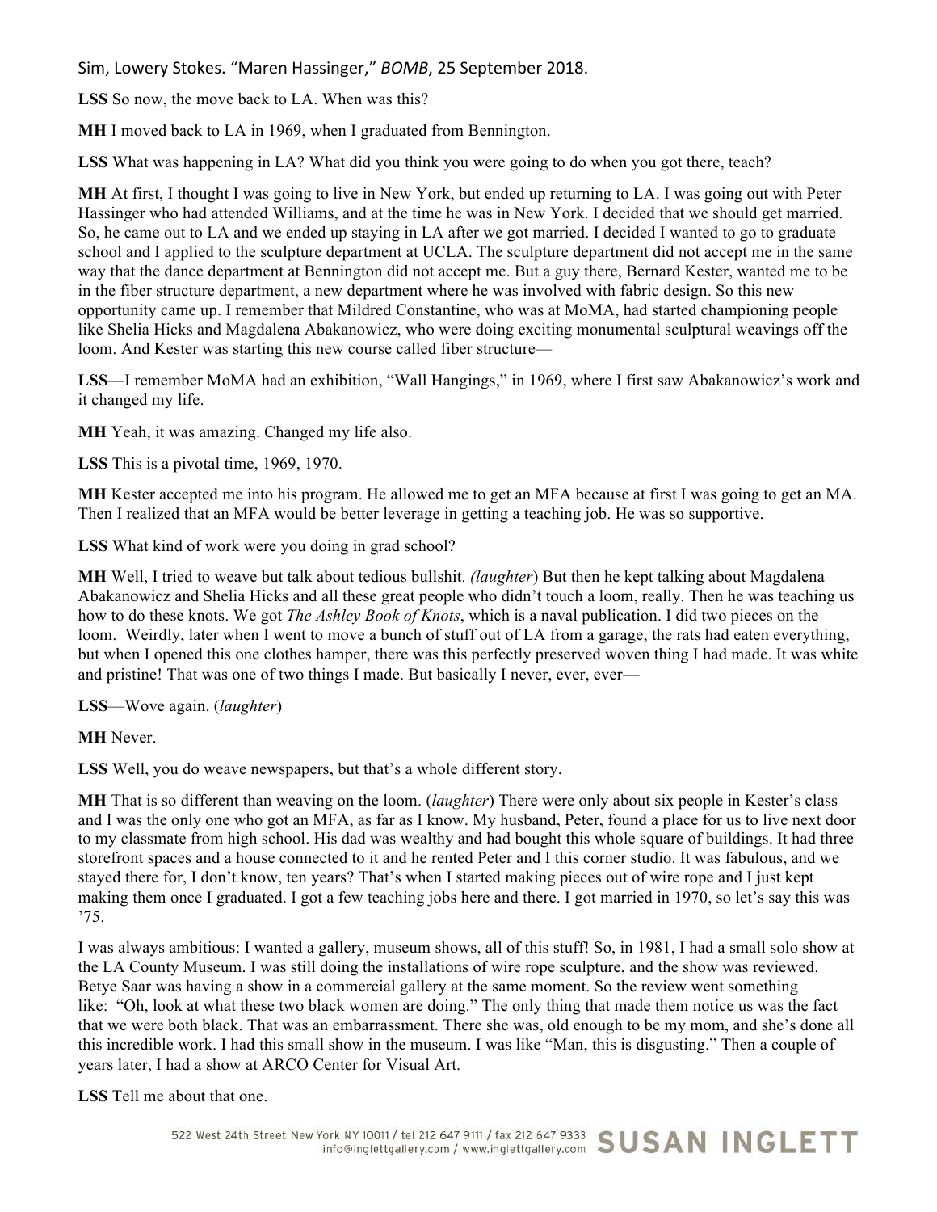**LSS** So now, the move back to LA. When was this?

**MH** I moved back to LA in 1969, when I graduated from Bennington.

**LSS** What was happening in LA? What did you think you were going to do when you got there, teach?

**MH** At first, I thought I was going to live in New York, but ended up returning to LA. I was going out with Peter Hassinger who had attended Williams, and at the time he was in New York. I decided that we should get married. So, he came out to LA and we ended up staying in LA after we got married. I decided I wanted to go to graduate school and I applied to the sculpture department at UCLA. The sculpture department did not accept me in the same way that the dance department at Bennington did not accept me. But a guy there, Bernard Kester, wanted me to be in the fiber structure department, a new department where he was involved with fabric design. So this new opportunity came up. I remember that Mildred Constantine, who was at MoMA, had started championing people like Shelia Hicks and Magdalena Abakanowicz, who were doing exciting monumental sculptural weavings off the loom. And Kester was starting this new course called fiber structure—

**LSS**—I remember MoMA had an exhibition, "Wall Hangings," in 1969, where I first saw Abakanowicz's work and it changed my life.

**MH** Yeah, it was amazing. Changed my life also.

**LSS** This is a pivotal time, 1969, 1970.

**MH** Kester accepted me into his program. He allowed me to get an MFA because at first I was going to get an MA. Then I realized that an MFA would be better leverage in getting a teaching job. He was so supportive.

**LSS** What kind of work were you doing in grad school?

**MH** Well, I tried to weave but talk about tedious bullshit. *(laughter*) But then he kept talking about Magdalena Abakanowicz and Shelia Hicks and all these great people who didn't touch a loom, really. Then he was teaching us how to do these knots. We got *The Ashley Book of Knots*, which is a naval publication. I did two pieces on the loom. Weirdly, later when I went to move a bunch of stuff out of LA from a garage, the rats had eaten everything, but when I opened this one clothes hamper, there was this perfectly preserved woven thing I had made. It was white and pristine! That was one of two things I made. But basically I never, ever, ever—

**LSS**—Wove again. (*laughter*)

**MH** Never.

**LSS** Well, you do weave newspapers, but that's a whole different story.

**MH** That is so different than weaving on the loom. (*laughter*) There were only about six people in Kester's class and I was the only one who got an MFA, as far as I know. My husband, Peter, found a place for us to live next door to my classmate from high school. His dad was wealthy and had bought this whole square of buildings. It had three storefront spaces and a house connected to it and he rented Peter and I this corner studio. It was fabulous, and we stayed there for, I don't know, ten years? That's when I started making pieces out of wire rope and I just kept making them once I graduated. I got a few teaching jobs here and there. I got married in 1970, so let's say this was '75.

I was always ambitious: I wanted a gallery, museum shows, all of this stuff! So, in 1981, I had a small solo show at the LA County Museum. I was still doing the installations of wire rope sculpture, and the show was reviewed. Betye Saar was having a show in a commercial gallery at the same moment. So the review went something like: "Oh, look at what these two black women are doing." The only thing that made them notice us was the fact that we were both black. That was an embarrassment. There she was, old enough to be my mom, and she's done all this incredible work. I had this small show in the museum. I was like "Man, this is disgusting." Then a couple of years later, I had a show at ARCO Center for Visual Art.

**LSS** Tell me about that one.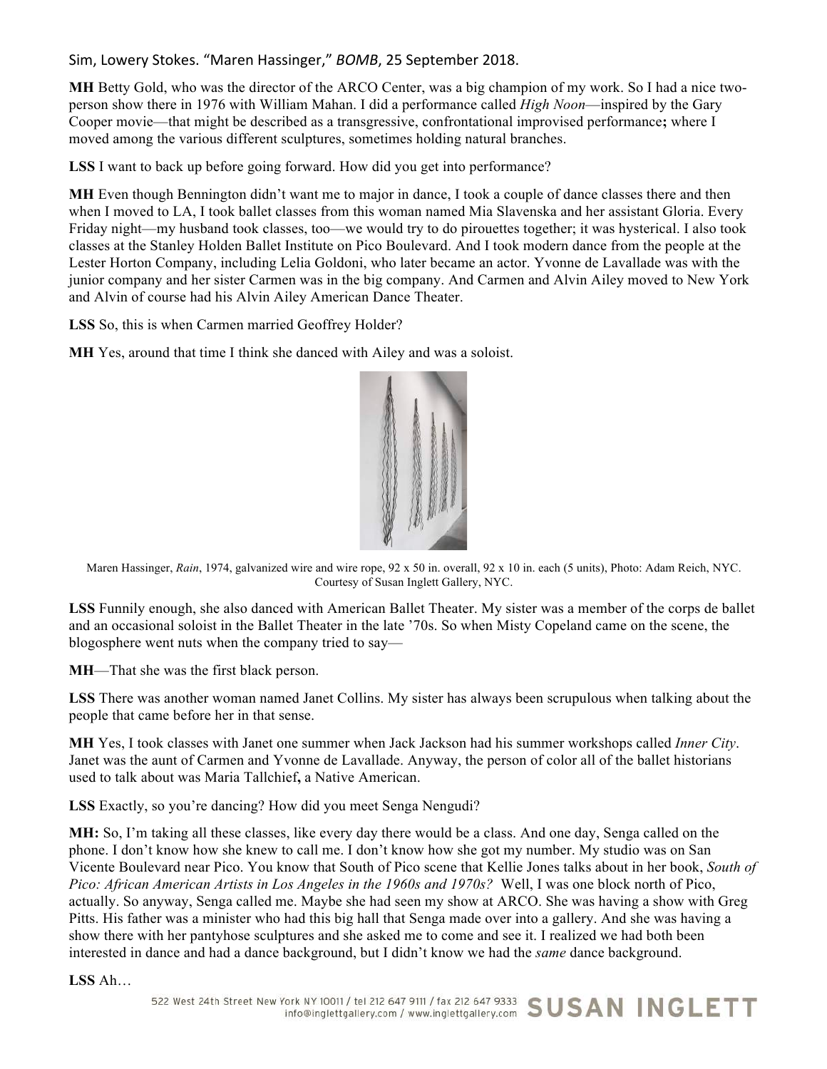Sim, Lowery Stokes. "Maren Hassinger," *BOMB*, 25 September 2018.

**MH** Betty Gold, who was the director of the ARCO Center, was a big champion of my work. So I had a nice two-person show there in 1976 with William Mahan. I did a performance called *High Noon*—inspired by the Gary Cooper movie—that might be described as a transgressive, confrontational improvised performance**;** where I moved among the various different sculptures, sometimes holding natural branches.

**LSS** I want to back up before going forward. How did you get into performance?

**MH** Even though Bennington didn't want me to major in dance, I took a couple of dance classes there and then when I moved to LA, I took ballet classes from this woman named Mia Slavenska and her assistant Gloria. Every Friday night—my husband took classes, too—we would try to do pirouettes together; it was hysterical. I also took classes at the Stanley Holden Ballet Institute on Pico Boulevard. And I took modern dance from the people at the Lester Horton Company, including Lelia Goldoni, who later became an actor. Yvonne de Lavallade was with the junior company and her sister Carmen was in the big company. And Carmen and Alvin Ailey moved to New York and Alvin of course had his Alvin Ailey American Dance Theater.

**LSS** So, this is when Carmen married Geoffrey Holder?

**MH** Yes, around that time I think she danced with Ailey and was a soloist.

Maren Hassinger, *Rain*, 1974, galvanized wire and wire rope, 92 x 50 in. overall, 92 x 10 in. each (5 units), Photo: Adam Reich, NYC. Courtesy of Susan Inglett Gallery, NYC.

**LSS** Funnily enough, she also danced with American Ballet Theater. My sister was a member of the corps de ballet and an occasional soloist in the Ballet Theater in the late '70s. So when Misty Copeland came on the scene, the blogosphere went nuts when the company tried to say—

**MH**—That she was the first black person.

**LSS** There was another woman named Janet Collins. My sister has always been scrupulous when talking about the people that came before her in that sense.

**MH** Yes, I took classes with Janet one summer when Jack Jackson had his summer workshops called *Inner City*. Janet was the aunt of Carmen and Yvonne de Lavallade. Anyway, the person of color all of the ballet historians used to talk about was Maria Tallchief**,** a Native American.

**LSS** Exactly, so you're dancing? How did you meet Senga Nengudi?

**MH:** So, I'm taking all these classes, like every day there would be a class. And one day, Senga called on the phone. I don't know how she knew to call me. I don't know how she got my number. My studio was on San Vicente Boulevard near Pico. You know that South of Pico scene that Kellie Jones talks about in her book, *South of Pico: African American Artists in Los Angeles in the 1960s and 1970s?* Well, I was one block north of Pico, actually. So anyway, Senga called me. Maybe she had seen my show at ARCO. She was having a show with Greg Pitts. His father was a minister who had this big hall that Senga made over into a gallery. And she was having a show there with her pantyhose sculptures and she asked me to come and see it. I realized we had both been interested in dance and had a dance background, but I didn't know we had the *same* dance background.

**LSS** Ah…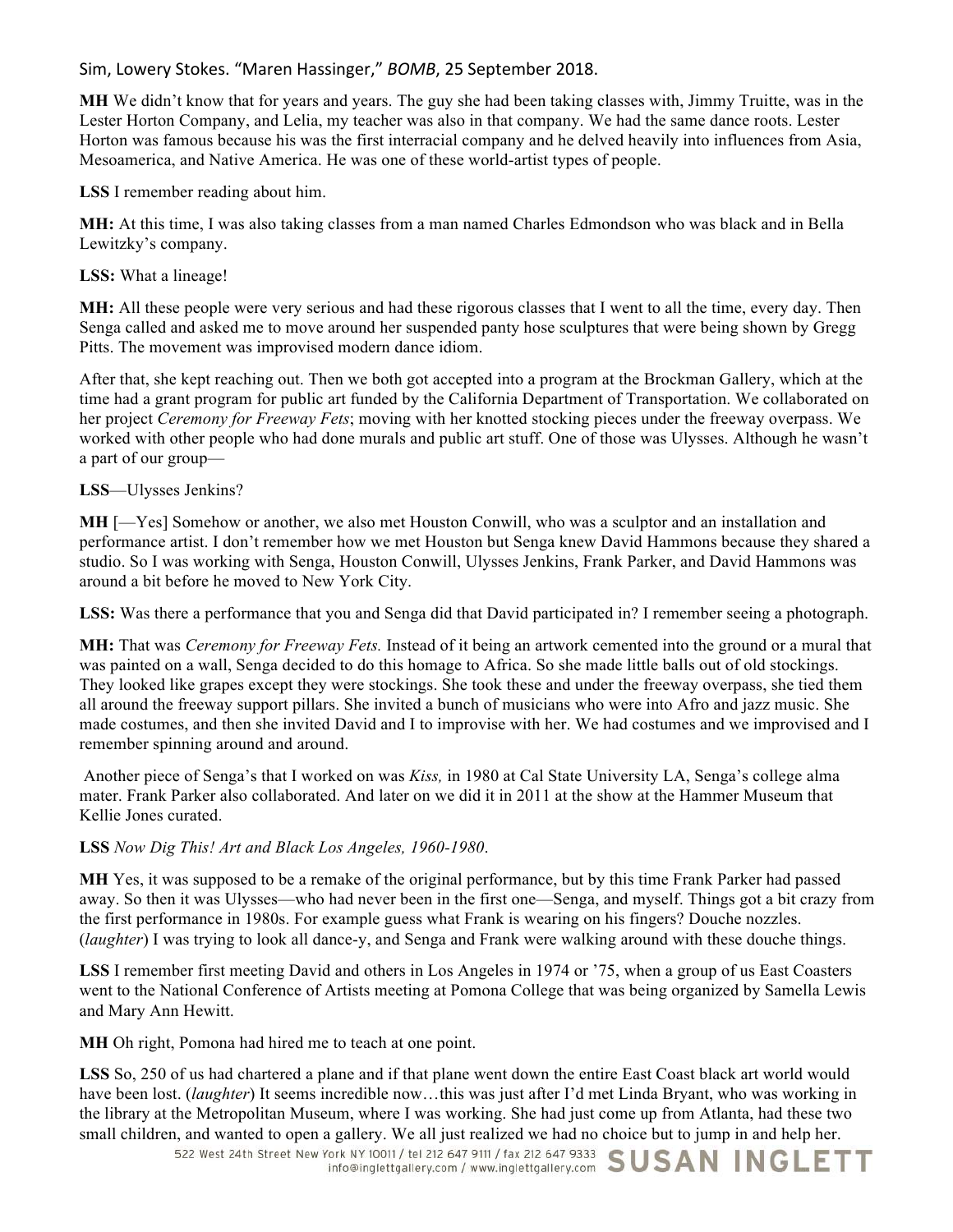**MH** We didn't know that for years and years. The guy she had been taking classes with, Jimmy Truitte, was in the Lester Horton Company, and Lelia, my teacher was also in that company. We had the same dance roots. Lester Horton was famous because his was the first interracial company and he delved heavily into influences from Asia, Mesoamerica, and Native America. He was one of these world-artist types of people.

**LSS** I remember reading about him.

**MH:** At this time, I was also taking classes from a man named Charles Edmondson who was black and in Bella Lewitzky's company.

**LSS:** What a lineage!

**MH:** All these people were very serious and had these rigorous classes that I went to all the time, every day. Then Senga called and asked me to move around her suspended panty hose sculptures that were being shown by Gregg Pitts. The movement was improvised modern dance idiom.

After that, she kept reaching out. Then we both got accepted into a program at the Brockman Gallery, which at the time had a grant program for public art funded by the California Department of Transportation. We collaborated on her project *Ceremony for Freeway Fets*; moving with her knotted stocking pieces under the freeway overpass. We worked with other people who had done murals and public art stuff. One of those was Ulysses. Although he wasn't a part of our group—

**LSS**—Ulysses Jenkins?

**MH** [—Yes] Somehow or another, we also met Houston Conwill, who was a sculptor and an installation and performance artist. I don't remember how we met Houston but Senga knew David Hammons because they shared a studio. So I was working with Senga, Houston Conwill, Ulysses Jenkins, Frank Parker, and David Hammons was around a bit before he moved to New York City.

**LSS:** Was there a performance that you and Senga did that David participated in? I remember seeing a photograph.

**MH:** That was *Ceremony for Freeway Fets.* Instead of it being an artwork cemented into the ground or a mural that was painted on a wall, Senga decided to do this homage to Africa. So she made little balls out of old stockings. They looked like grapes except they were stockings. She took these and under the freeway overpass, she tied them all around the freeway support pillars. She invited a bunch of musicians who were into Afro and jazz music. She made costumes, and then she invited David and I to improvise with her. We had costumes and we improvised and I remember spinning around and around.

Another piece of Senga's that I worked on was *Kiss,* in 1980 at Cal State University LA, Senga's college alma mater. Frank Parker also collaborated. And later on we did it in 2011 at the show at the Hammer Museum that Kellie Jones curated.

**LSS** *Now Dig This! Art and Black Los Angeles, 1960-1980*.

**MH** Yes, it was supposed to be a remake of the original performance, but by this time Frank Parker had passed away. So then it was Ulysses—who had never been in the first one—Senga, and myself. Things got a bit crazy from the first performance in 1980s. For example guess what Frank is wearing on his fingers? Douche nozzles. (*laughter*) I was trying to look all dance-y, and Senga and Frank were walking around with these douche things.

**LSS** I remember first meeting David and others in Los Angeles in 1974 or '75, when a group of us East Coasters went to the National Conference of Artists meeting at Pomona College that was being organized by Samella Lewis and Mary Ann Hewitt.

**MH** Oh right, Pomona had hired me to teach at one point.

**LSS** So, 250 of us had chartered a plane and if that plane went down the entire East Coast black art world would have been lost. (*laughter*) It seems incredible now…this was just after I'd met Linda Bryant, who was working in the library at the Metropolitan Museum, where I was working. She had just come up from Atlanta, had these two small children, and wanted to open a gallery. We all just realized we had no choice but to jump in and help her.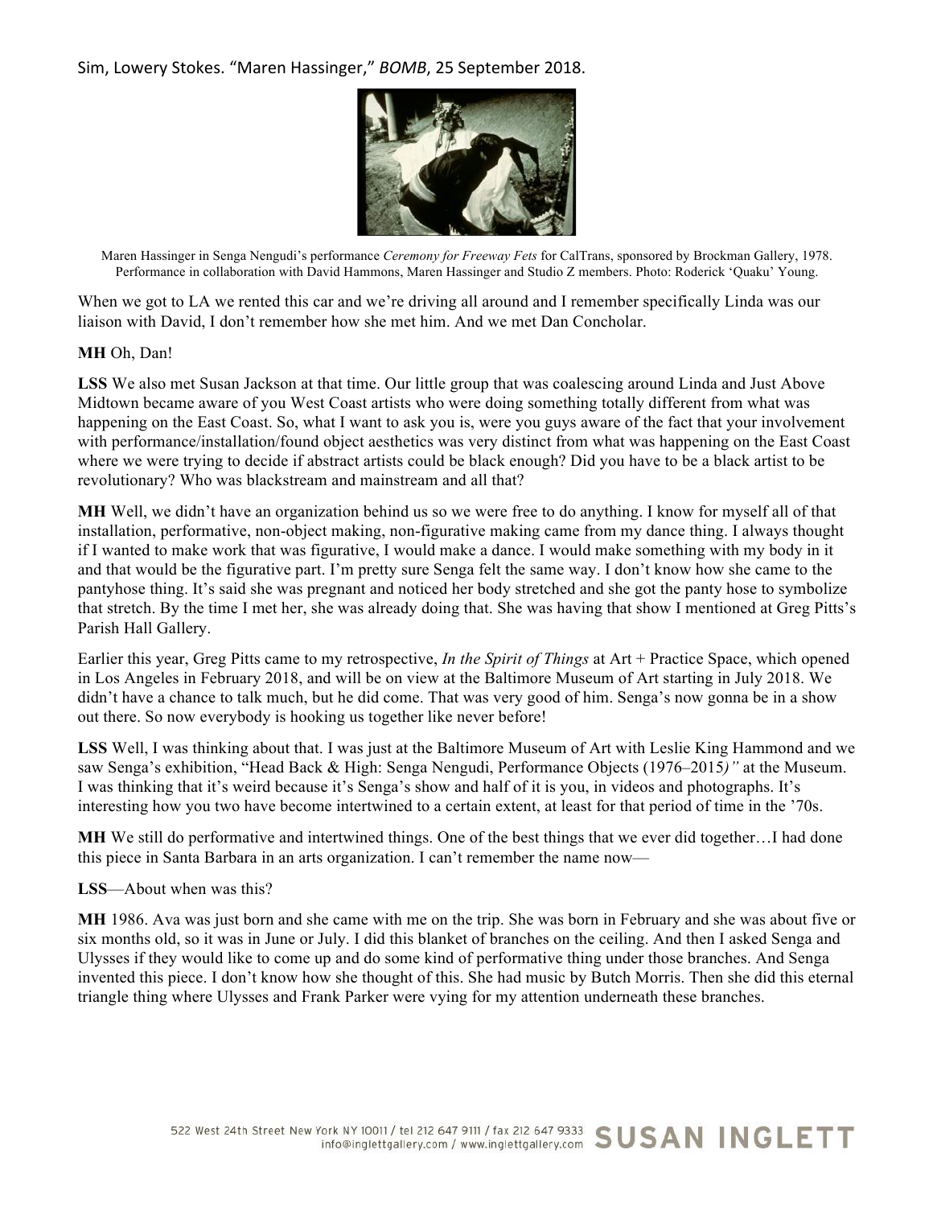Sim, Lowery Stokes. "Maren Hassinger," *BOMB*, 25 September 2018.

Maren Hassinger in Senga Nengudi's performance *Ceremony for Freeway Fets* for CalTrans, sponsored by Brockman Gallery, 1978. Performance in collaboration with David Hammons, Maren Hassinger and Studio Z members. Photo: Roderick 'Quaku' Young.

When we got to LA we rented this car and we're driving all around and I remember specifically Linda was our liaison with David, I don't remember how she met him. And we met Dan Concholar.

**MH** Oh, Dan!

**LSS** We also met Susan Jackson at that time. Our little group that was coalescing around Linda and Just Above Midtown became aware of you West Coast artists who were doing something totally different from what was happening on the East Coast. So, what I want to ask you is, were you guys aware of the fact that your involvement with performance/installation/found object aesthetics was very distinct from what was happening on the East Coast where we were trying to decide if abstract artists could be black enough? Did you have to be a black artist to be revolutionary? Who was blackstream and mainstream and all that?

**MH** Well, we didn't have an organization behind us so we were free to do anything. I know for myself all of that installation, performative, non-object making, non-figurative making came from my dance thing. I always thought if I wanted to make work that was figurative, I would make a dance. I would make something with my body in it and that would be the figurative part. I'm pretty sure Senga felt the same way. I don't know how she came to the pantyhose thing. It's said she was pregnant and noticed her body stretched and she got the panty hose to symbolize that stretch. By the time I met her, she was already doing that. She was having that show I mentioned at Greg Pitts's Parish Hall Gallery.

Earlier this year, Greg Pitts came to my retrospective, *In the Spirit of Things* at Art + Practice Space, which opened in Los Angeles in February 2018, and will be on view at the Baltimore Museum of Art starting in July 2018. We didn't have a chance to talk much, but he did come. That was very good of him. Senga's now gonna be in a show out there. So now everybody is hooking us together like never before!

**LSS** Well, I was thinking about that. I was just at the Baltimore Museum of Art with Leslie King Hammond and we saw Senga's exhibition, "Head Back & High: Senga Nengudi, Performance Objects (1976–2015*)"* at the Museum. I was thinking that it's weird because it's Senga's show and half of it is you, in videos and photographs. It's interesting how you two have become intertwined to a certain extent, at least for that period of time in the '70s.

**MH** We still do performative and intertwined things. One of the best things that we ever did together…I had done this piece in Santa Barbara in an arts organization. I can't remember the name now—

**LSS**—About when was this?

**MH** 1986. Ava was just born and she came with me on the trip. She was born in February and she was about five or six months old, so it was in June or July. I did this blanket of branches on the ceiling. And then I asked Senga and Ulysses if they would like to come up and do some kind of performative thing under those branches. And Senga invented this piece. I don't know how she thought of this. She had music by Butch Morris. Then she did this eternal triangle thing where Ulysses and Frank Parker were vying for my attention underneath these branches.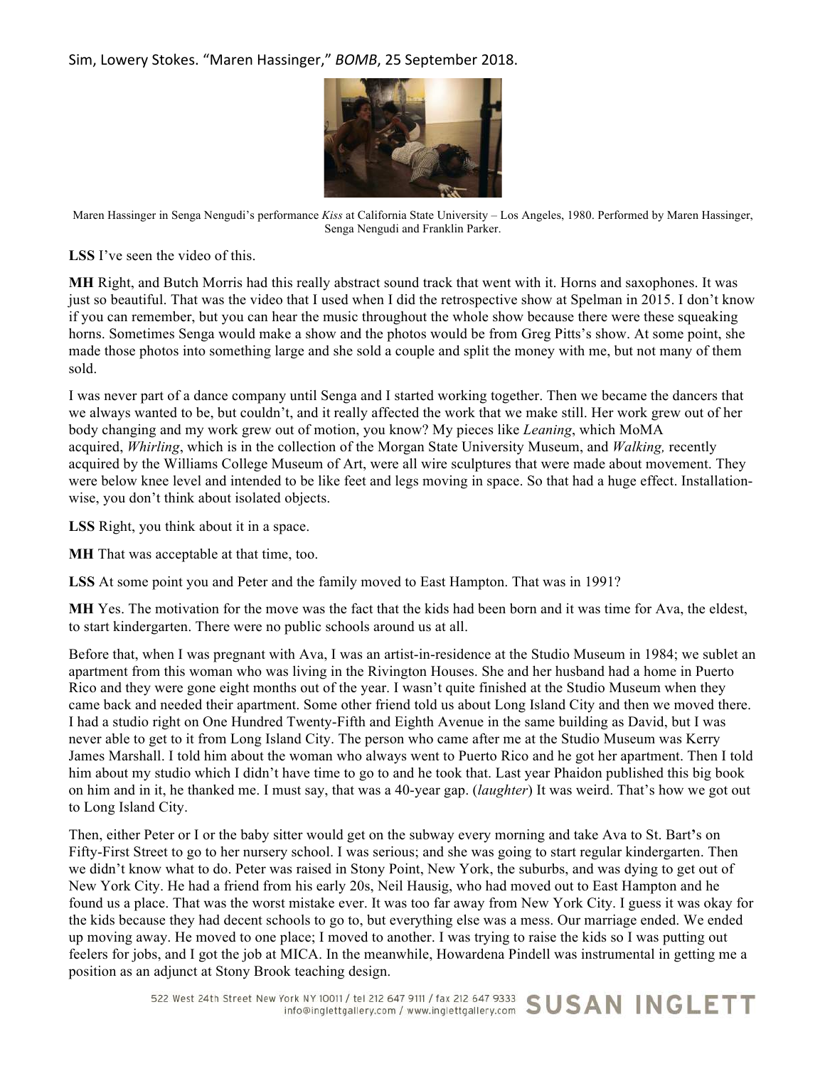Sim, Lowery Stokes. "Maren Hassinger," *BOMB*, 25 September 2018.

Maren Hassinger in Senga Nengudi's performance *Kiss* at California State University – Los Angeles, 1980. Performed by Maren Hassinger, Senga Nengudi and Franklin Parker.

**LSS** I've seen the video of this.

**MH** Right, and Butch Morris had this really abstract sound track that went with it. Horns and saxophones. It was just so beautiful. That was the video that I used when I did the retrospective show at Spelman in 2015. I don't know if you can remember, but you can hear the music throughout the whole show because there were these squeaking horns. Sometimes Senga would make a show and the photos would be from Greg Pitts's show. At some point, she made those photos into something large and she sold a couple and split the money with me, but not many of them sold.

I was never part of a dance company until Senga and I started working together. Then we became the dancers that we always wanted to be, but couldn't, and it really affected the work that we make still. Her work grew out of her body changing and my work grew out of motion, you know? My pieces like *Leaning*, which MoMA acquired, *Whirling*, which is in the collection of the Morgan State University Museum, and *Walking,* recently acquired by the Williams College Museum of Art, were all wire sculptures that were made about movement. They were below knee level and intended to be like feet and legs moving in space. So that had a huge effect. Installation-wise, you don't think about isolated objects.

**LSS** Right, you think about it in a space.

**MH** That was acceptable at that time, too.

**LSS** At some point you and Peter and the family moved to East Hampton. That was in 1991?

**MH** Yes. The motivation for the move was the fact that the kids had been born and it was time for Ava, the eldest, to start kindergarten. There were no public schools around us at all.

Before that, when I was pregnant with Ava, I was an artist-in-residence at the Studio Museum in 1984; we sublet an apartment from this woman who was living in the Rivington Houses. She and her husband had a home in Puerto Rico and they were gone eight months out of the year. I wasn't quite finished at the Studio Museum when they came back and needed their apartment. Some other friend told us about Long Island City and then we moved there. I had a studio right on One Hundred Twenty-Fifth and Eighth Avenue in the same building as David, but I was never able to get to it from Long Island City. The person who came after me at the Studio Museum was Kerry James Marshall. I told him about the woman who always went to Puerto Rico and he got her apartment. Then I told him about my studio which I didn't have time to go to and he took that. Last year Phaidon published this big book on him and in it, he thanked me. I must say, that was a 40-year gap. (*laughter*) It was weird. That's how we got out to Long Island City.

Then, either Peter or I or the baby sitter would get on the subway every morning and take Ava to St. Bart's on Fifty-First Street to go to her nursery school. I was serious; and she was going to start regular kindergarten. Then we didn't know what to do. Peter was raised in Stony Point, New York, the suburbs, and was dying to get out of New York City. He had a friend from his early 20s, Neil Hausig, who had moved out to East Hampton and he found us a place. That was the worst mistake ever. It was too far away from New York City. I guess it was okay for the kids because they had decent schools to go to, but everything else was a mess. Our marriage ended. We ended up moving away. He moved to one place; I moved to another. I was trying to raise the kids so I was putting out feelers for jobs, and I got the job at MICA. In the meanwhile, Howardena Pindell was instrumental in getting me a position as an adjunct at Stony Brook teaching design.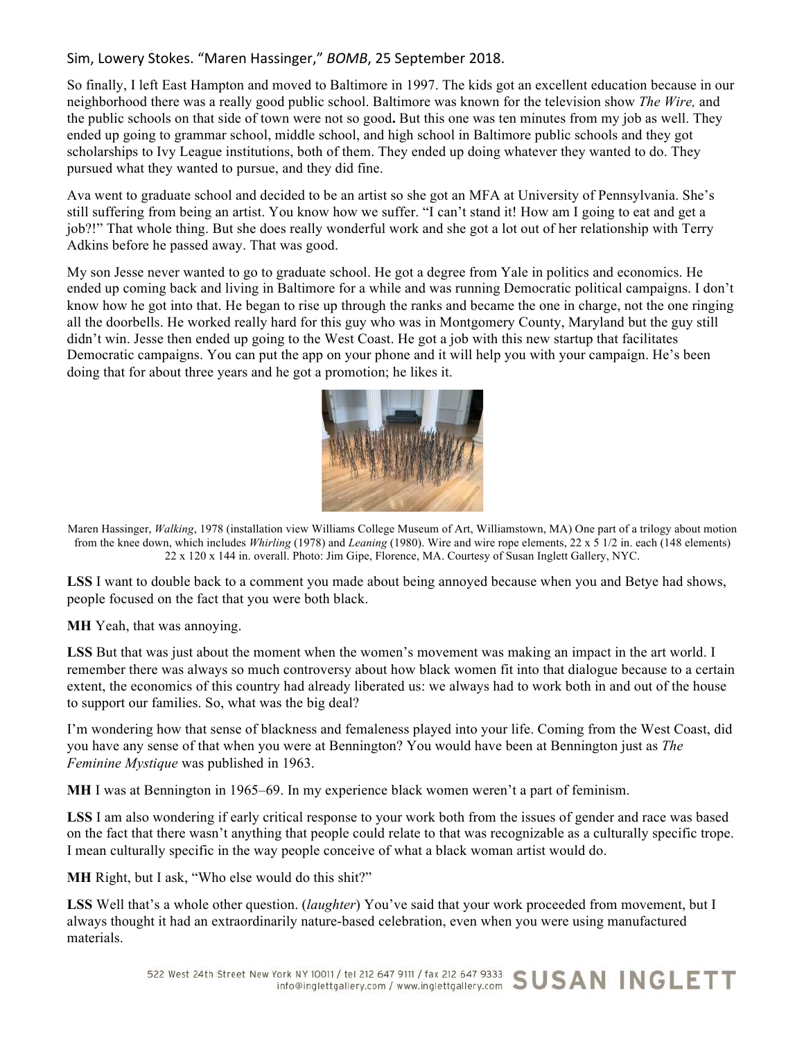Sim, Lowery Stokes. "Maren Hassinger," *BOMB*, 25 September 2018.

So finally, I left East Hampton and moved to Baltimore in 1997. The kids got an excellent education because in our neighborhood there was a really good public school. Baltimore was known for the television show *The Wire,* and the public schools on that side of town were not so good**.** But this one was ten minutes from my job as well. They ended up going to grammar school, middle school, and high school in Baltimore public schools and they got scholarships to Ivy League institutions, both of them. They ended up doing whatever they wanted to do. They pursued what they wanted to pursue, and they did fine.

Ava went to graduate school and decided to be an artist so she got an MFA at University of Pennsylvania. She's still suffering from being an artist. You know how we suffer. "I can't stand it! How am I going to eat and get a job?!" That whole thing. But she does really wonderful work and she got a lot out of her relationship with Terry Adkins before he passed away. That was good.

My son Jesse never wanted to go to graduate school. He got a degree from Yale in politics and economics. He ended up coming back and living in Baltimore for a while and was running Democratic political campaigns. I don't know how he got into that. He began to rise up through the ranks and became the one in charge, not the one ringing all the doorbells. He worked really hard for this guy who was in Montgomery County, Maryland but the guy still didn't win. Jesse then ended up going to the West Coast. He got a job with this new startup that facilitates Democratic campaigns. You can put the app on your phone and it will help you with your campaign. He's been doing that for about three years and he got a promotion; he likes it.

Maren Hassinger, *Walking*, 1978 (installation view Williams College Museum of Art, Williamstown, MA) One part of a trilogy about motion from the knee down, which includes *Whirling* (1978) and *Leaning* (1980). Wire and wire rope elements, 22 x 5 1/2 in. each (148 elements) 22 x 120 x 144 in. overall. Photo: Jim Gipe, Florence, MA. Courtesy of Susan Inglett Gallery, NYC.

**LSS** I want to double back to a comment you made about being annoyed because when you and Betye had shows, people focused on the fact that you were both black.

**MH** Yeah, that was annoying.

**LSS** But that was just about the moment when the women's movement was making an impact in the art world. I remember there was always so much controversy about how black women fit into that dialogue because to a certain extent, the economics of this country had already liberated us: we always had to work both in and out of the house to support our families. So, what was the big deal?

I'm wondering how that sense of blackness and femaleness played into your life. Coming from the West Coast, did you have any sense of that when you were at Bennington? You would have been at Bennington just as *The Feminine Mystique* was published in 1963.

**MH** I was at Bennington in 1965–69. In my experience black women weren't a part of feminism.

**LSS** I am also wondering if early critical response to your work both from the issues of gender and race was based on the fact that there wasn't anything that people could relate to that was recognizable as a culturally specific trope. I mean culturally specific in the way people conceive of what a black woman artist would do.

**MH** Right, but I ask, "Who else would do this shit?"

**LSS** Well that's a whole other question. (*laughter*) You've said that your work proceeded from movement, but I always thought it had an extraordinarily nature-based celebration, even when you were using manufactured materials.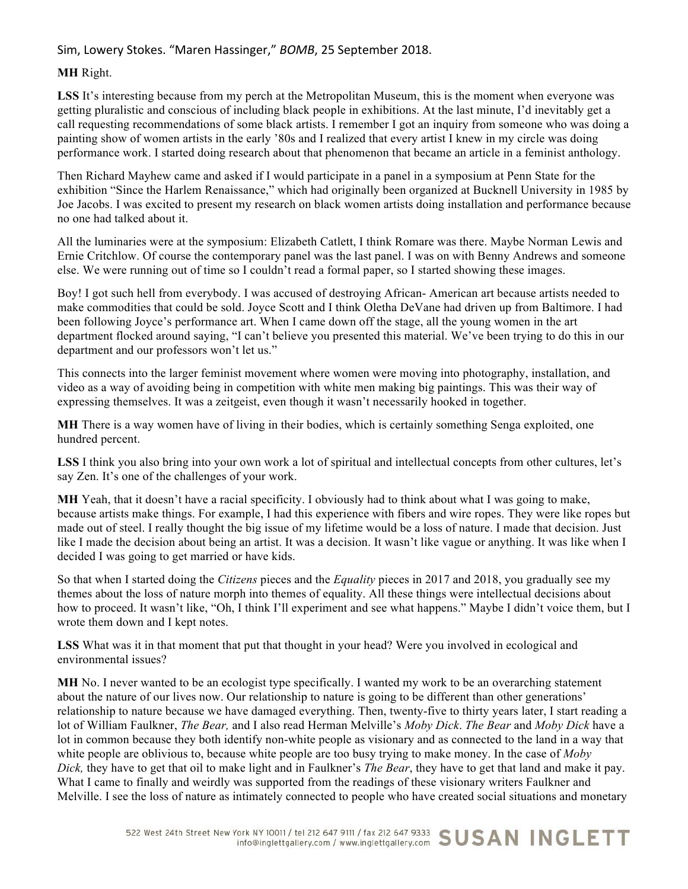**MH** Right.

**LSS** It's interesting because from my perch at the Metropolitan Museum, this is the moment when everyone was getting pluralistic and conscious of including black people in exhibitions. At the last minute, I'd inevitably get a call requesting recommendations of some black artists. I remember I got an inquiry from someone who was doing a painting show of women artists in the early '80s and I realized that every artist I knew in my circle was doing performance work. I started doing research about that phenomenon that became an article in a feminist anthology.

Then Richard Mayhew came and asked if I would participate in a panel in a symposium at Penn State for the exhibition "Since the Harlem Renaissance," which had originally been organized at Bucknell University in 1985 by Joe Jacobs. I was excited to present my research on black women artists doing installation and performance because no one had talked about it.

All the luminaries were at the symposium: Elizabeth Catlett, I think Romare was there. Maybe Norman Lewis and Ernie Critchlow. Of course the contemporary panel was the last panel. I was on with Benny Andrews and someone else. We were running out of time so I couldn't read a formal paper, so I started showing these images.

Boy! I got such hell from everybody. I was accused of destroying African- American art because artists needed to make commodities that could be sold. Joyce Scott and I think Oletha DeVane had driven up from Baltimore. I had been following Joyce's performance art. When I came down off the stage, all the young women in the art department flocked around saying, "I can't believe you presented this material. We've been trying to do this in our department and our professors won't let us."

This connects into the larger feminist movement where women were moving into photography, installation, and video as a way of avoiding being in competition with white men making big paintings. This was their way of expressing themselves. It was a zeitgeist, even though it wasn't necessarily hooked in together.

**MH** There is a way women have of living in their bodies, which is certainly something Senga exploited, one hundred percent.

**LSS** I think you also bring into your own work a lot of spiritual and intellectual concepts from other cultures, let's say Zen. It's one of the challenges of your work.

**MH** Yeah, that it doesn't have a racial specificity. I obviously had to think about what I was going to make, because artists make things. For example, I had this experience with fibers and wire ropes. They were like ropes but made out of steel. I really thought the big issue of my lifetime would be a loss of nature. I made that decision. Just like I made the decision about being an artist. It was a decision. It wasn't like vague or anything. It was like when I decided I was going to get married or have kids.

So that when I started doing the *Citizens* pieces and the *Equality* pieces in 2017 and 2018, you gradually see my themes about the loss of nature morph into themes of equality. All these things were intellectual decisions about how to proceed. It wasn't like, "Oh, I think I'll experiment and see what happens." Maybe I didn't voice them, but I wrote them down and I kept notes.

**LSS** What was it in that moment that put that thought in your head? Were you involved in ecological and environmental issues?

**MH** No. I never wanted to be an ecologist type specifically. I wanted my work to be an overarching statement about the nature of our lives now. Our relationship to nature is going to be different than other generations' relationship to nature because we have damaged everything. Then, twenty-five to thirty years later, I start reading a lot of William Faulkner, *The Bear,* and I also read Herman Melville's *Moby Dick*. *The Bear* and *Moby Dick* have a lot in common because they both identify non-white people as visionary and as connected to the land in a way that white people are oblivious to, because white people are too busy trying to make money. In the case of *Moby Dick,* they have to get that oil to make light and in Faulkner's *The Bear*, they have to get that land and make it pay. What I came to finally and weirdly was supported from the readings of these visionary writers Faulkner and Melville. I see the loss of nature as intimately connected to people who have created social situations and monetary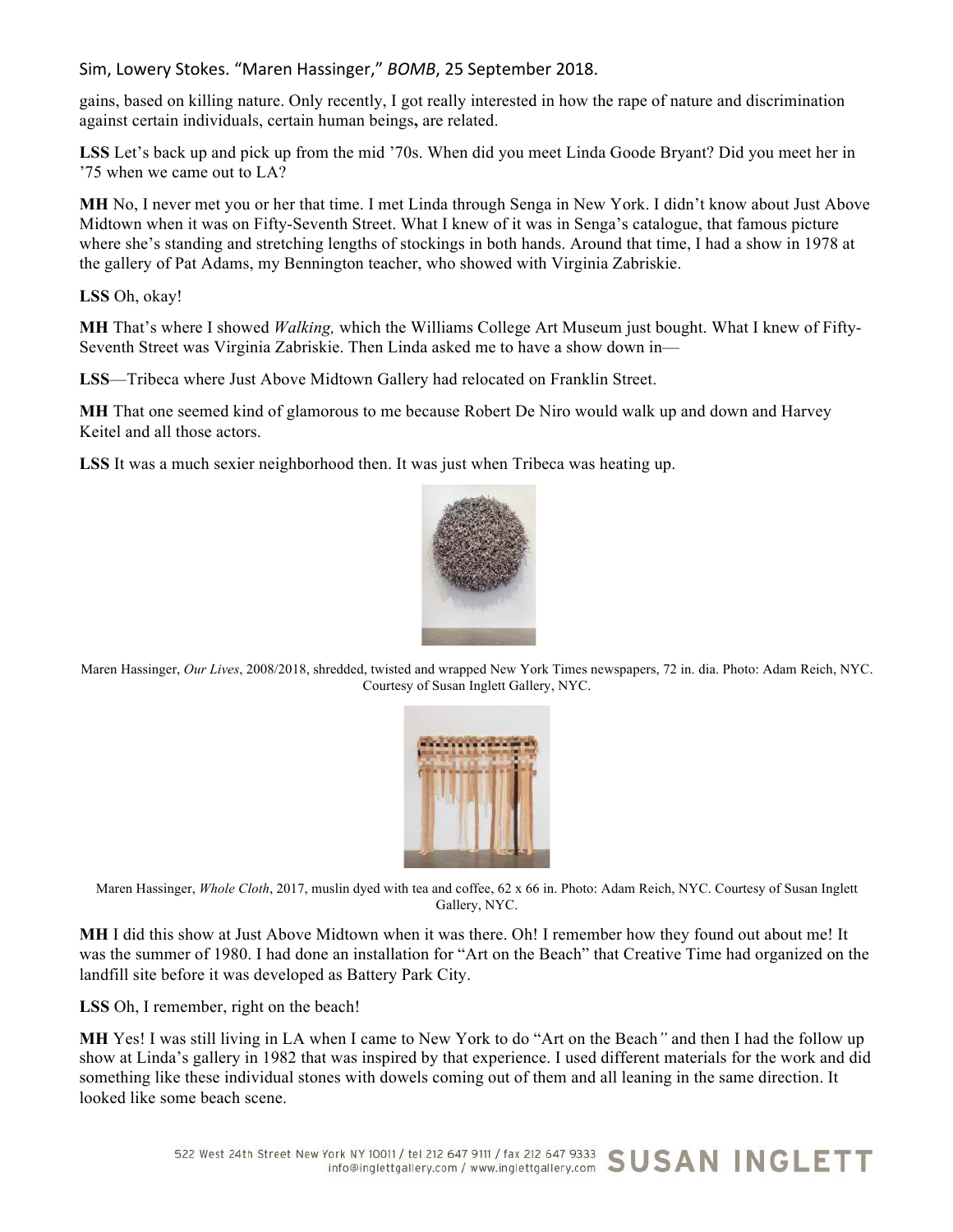gains, based on killing nature. Only recently, I got really interested in how the rape of nature and discrimination against certain individuals, certain human beings**,** are related.

**LSS** Let's back up and pick up from the mid '70s. When did you meet Linda Goode Bryant? Did you meet her in '75 when we came out to LA?

**MH** No, I never met you or her that time. I met Linda through Senga in New York. I didn't know about Just Above Midtown when it was on Fifty-Seventh Street. What I knew of it was in Senga's catalogue, that famous picture where she's standing and stretching lengths of stockings in both hands. Around that time, I had a show in 1978 at the gallery of Pat Adams, my Bennington teacher, who showed with Virginia Zabriskie.

**LSS** Oh, okay!

**MH** That's where I showed *Walking,* which the Williams College Art Museum just bought. What I knew of Fifty-Seventh Street was Virginia Zabriskie. Then Linda asked me to have a show down in—

**LSS**—Tribeca where Just Above Midtown Gallery had relocated on Franklin Street.

**MH** That one seemed kind of glamorous to me because Robert De Niro would walk up and down and Harvey Keitel and all those actors.

**LSS** It was a much sexier neighborhood then. It was just when Tribeca was heating up.

Maren Hassinger, *Our Lives*, 2008/2018, shredded, twisted and wrapped New York Times newspapers, 72 in. dia. Photo: Adam Reich, NYC. Courtesy of Susan Inglett Gallery, NYC.

Maren Hassinger, *Whole Cloth*, 2017, muslin dyed with tea and coffee, 62 x 66 in. Photo: Adam Reich, NYC. Courtesy of Susan Inglett Gallery, NYC.

**MH** I did this show at Just Above Midtown when it was there. Oh! I remember how they found out about me! It was the summer of 1980. I had done an installation for "Art on the Beach" that Creative Time had organized on the landfill site before it was developed as Battery Park City.

**LSS** Oh, I remember, right on the beach!

**MH** Yes! I was still living in LA when I came to New York to do "Art on the Beach" and then I had the follow up show at Linda's gallery in 1982 that was inspired by that experience. I used different materials for the work and did something like these individual stones with dowels coming out of them and all leaning in the same direction. It looked like some beach scene.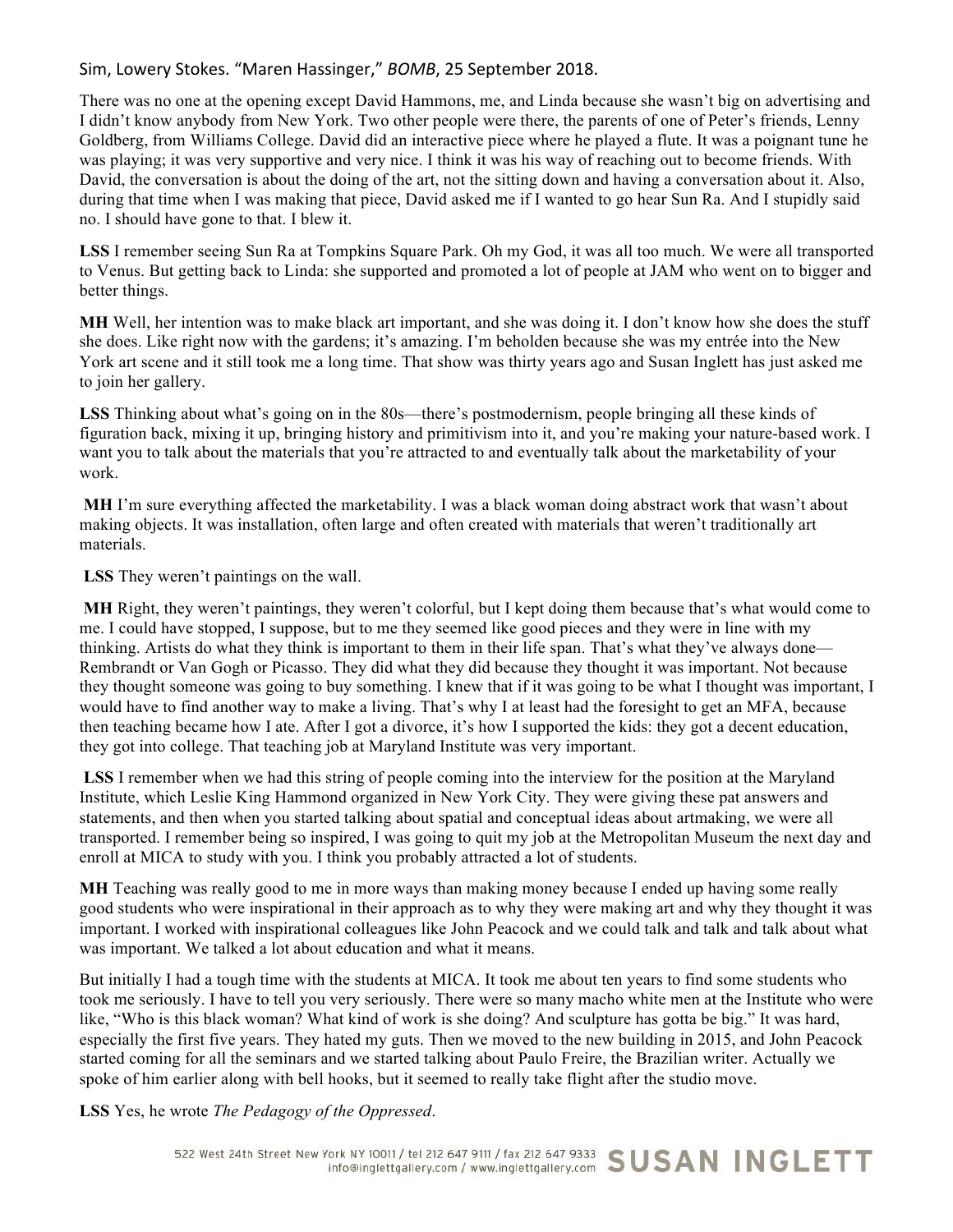There was no one at the opening except David Hammons, me, and Linda because she wasn't big on advertising and I didn't know anybody from New York. Two other people were there, the parents of one of Peter's friends, Lenny Goldberg, from Williams College. David did an interactive piece where he played a flute. It was a poignant tune he was playing; it was very supportive and very nice. I think it was his way of reaching out to become friends. With David, the conversation is about the doing of the art, not the sitting down and having a conversation about it. Also, during that time when I was making that piece, David asked me if I wanted to go hear Sun Ra. And I stupidly said no. I should have gone to that. I blew it.

**LSS** I remember seeing Sun Ra at Tompkins Square Park. Oh my God, it was all too much. We were all transported to Venus. But getting back to Linda: she supported and promoted a lot of people at JAM who went on to bigger and better things.

**MH** Well, her intention was to make black art important, and she was doing it. I don't know how she does the stuff she does. Like right now with the gardens; it's amazing. I'm beholden because she was my entrée into the New York art scene and it still took me a long time. That show was thirty years ago and Susan Inglett has just asked me to join her gallery.

**LSS** Thinking about what's going on in the 80s—there's postmodernism, people bringing all these kinds of figuration back, mixing it up, bringing history and primitivism into it, and you're making your nature-based work. I want you to talk about the materials that you're attracted to and eventually talk about the marketability of your work.

**MH** I'm sure everything affected the marketability. I was a black woman doing abstract work that wasn't about making objects. It was installation, often large and often created with materials that weren't traditionally art materials.

**LSS** They weren't paintings on the wall.

**MH** Right, they weren't paintings, they weren't colorful, but I kept doing them because that's what would come to me. I could have stopped, I suppose, but to me they seemed like good pieces and they were in line with my thinking. Artists do what they think is important to them in their life span. That's what they've always done—Rembrandt or Van Gogh or Picasso. They did what they did because they thought it was important. Not because they thought someone was going to buy something. I knew that if it was going to be what I thought was important, I would have to find another way to make a living. That's why I at least had the foresight to get an MFA, because then teaching became how I ate. After I got a divorce, it's how I supported the kids: they got a decent education, they got into college. That teaching job at Maryland Institute was very important.

**LSS** I remember when we had this string of people coming into the interview for the position at the Maryland Institute, which Leslie King Hammond organized in New York City. They were giving these pat answers and statements, and then when you started talking about spatial and conceptual ideas about artmaking, we were all transported. I remember being so inspired, I was going to quit my job at the Metropolitan Museum the next day and enroll at MICA to study with you. I think you probably attracted a lot of students.

**MH** Teaching was really good to me in more ways than making money because I ended up having some really good students who were inspirational in their approach as to why they were making art and why they thought it was important. I worked with inspirational colleagues like John Peacock and we could talk and talk and talk about what was important. We talked a lot about education and what it means.

But initially I had a tough time with the students at MICA. It took me about ten years to find some students who took me seriously. I have to tell you very seriously. There were so many macho white men at the Institute who were like, "Who is this black woman? What kind of work is she doing? And sculpture has gotta be big." It was hard, especially the first five years. They hated my guts. Then we moved to the new building in 2015, and John Peacock started coming for all the seminars and we started talking about Paulo Freire, the Brazilian writer. Actually we spoke of him earlier along with bell hooks, but it seemed to really take flight after the studio move.

**LSS** Yes, he wrote *The Pedagogy of the Oppressed*.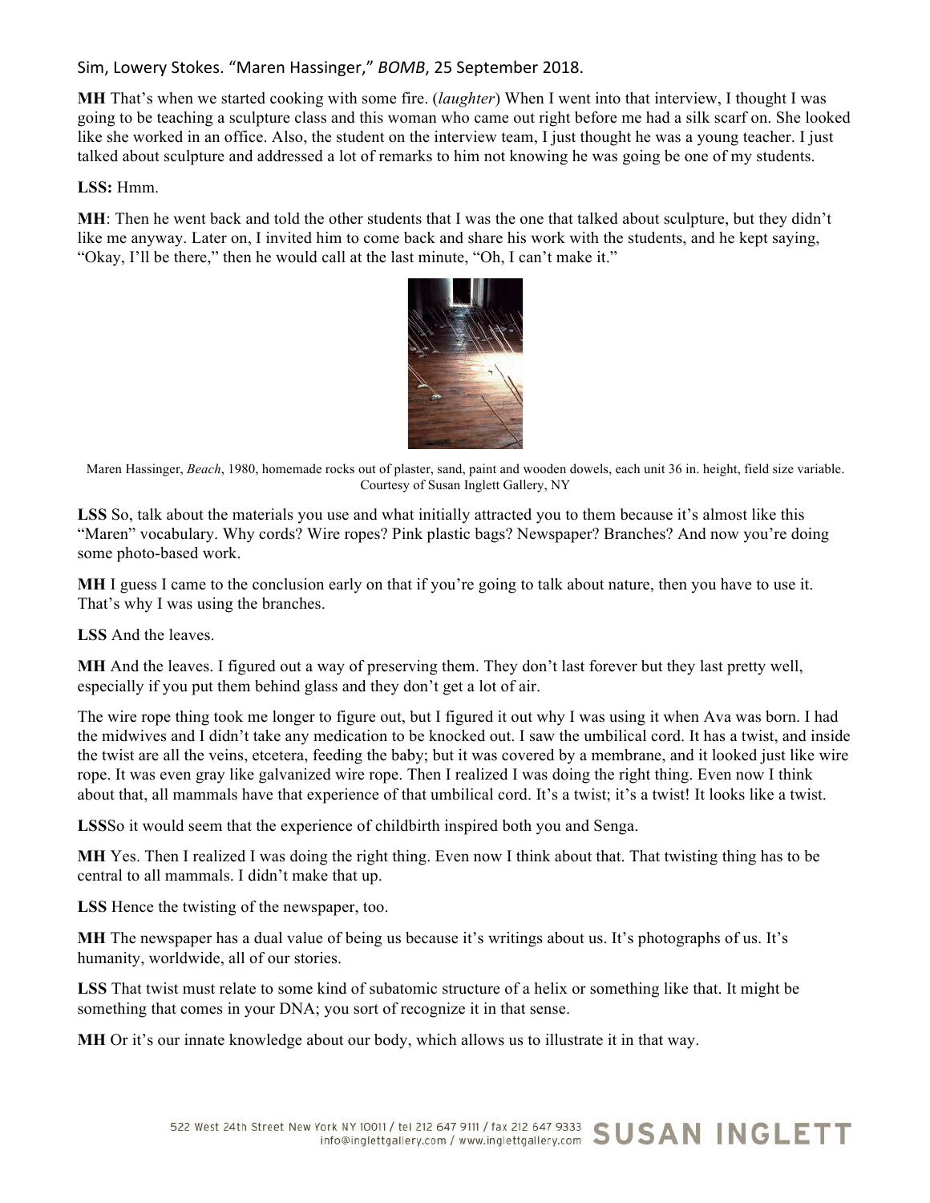**MH** That's when we started cooking with some fire. (*laughter*) When I went into that interview, I thought I was going to be teaching a sculpture class and this woman who came out right before me had a silk scarf on. She looked like she worked in an office. Also, the student on the interview team, I just thought he was a young teacher. I just talked about sculpture and addressed a lot of remarks to him not knowing he was going be one of my students.

**LSS:** Hmm.

**MH**: Then he went back and told the other students that I was the one that talked about sculpture, but they didn't like me anyway. Later on, I invited him to come back and share his work with the students, and he kept saying, "Okay, I'll be there," then he would call at the last minute, "Oh, I can't make it."

Maren Hassinger, *Beach*, 1980, homemade rocks out of plaster, sand, paint and wooden dowels, each unit 36 in. height, field size variable. Courtesy of Susan Inglett Gallery, NY

**LSS** So, talk about the materials you use and what initially attracted you to them because it's almost like this "Maren" vocabulary. Why cords? Wire ropes? Pink plastic bags? Newspaper? Branches? And now you're doing some photo-based work.

**MH** I guess I came to the conclusion early on that if you're going to talk about nature, then you have to use it. That's why I was using the branches.

**LSS** And the leaves.

**MH** And the leaves. I figured out a way of preserving them. They don't last forever but they last pretty well, especially if you put them behind glass and they don't get a lot of air.

The wire rope thing took me longer to figure out, but I figured it out why I was using it when Ava was born. I had the midwives and I didn't take any medication to be knocked out. I saw the umbilical cord. It has a twist, and inside the twist are all the veins, etcetera, feeding the baby; but it was covered by a membrane, and it looked just like wire rope. It was even gray like galvanized wire rope. Then I realized I was doing the right thing. Even now I think about that, all mammals have that experience of that umbilical cord. It's a twist; it's a twist! It looks like a twist.

**LSS**So it would seem that the experience of childbirth inspired both you and Senga.

**MH** Yes. Then I realized I was doing the right thing. Even now I think about that. That twisting thing has to be central to all mammals. I didn't make that up.

**LSS** Hence the twisting of the newspaper, too.

**MH** The newspaper has a dual value of being us because it's writings about us. It's photographs of us. It's humanity, worldwide, all of our stories.

**LSS** That twist must relate to some kind of subatomic structure of a helix or something like that. It might be something that comes in your DNA; you sort of recognize it in that sense.

**MH** Or it's our innate knowledge about our body, which allows us to illustrate it in that way.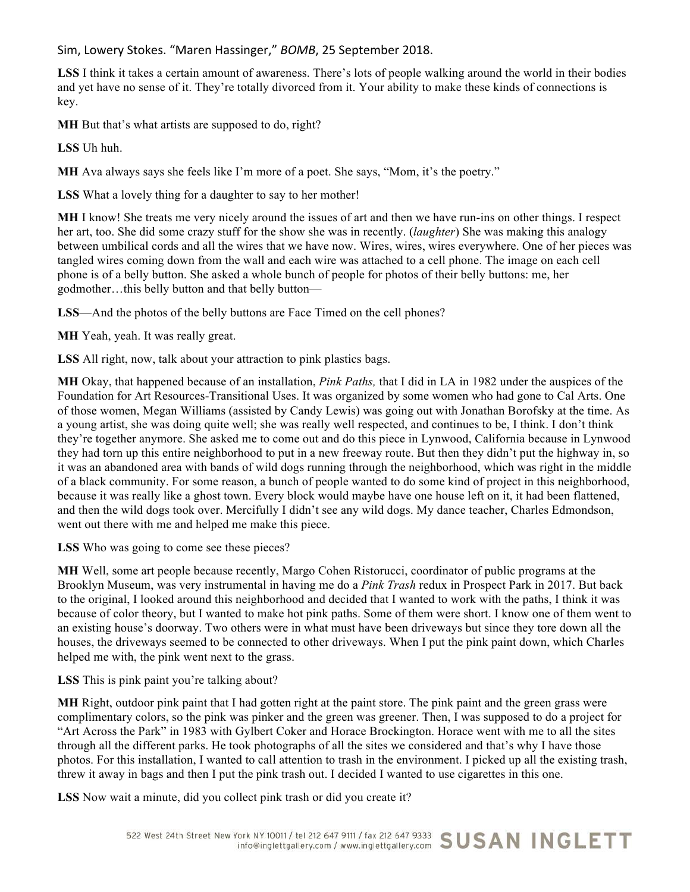**LSS** I think it takes a certain amount of awareness. There's lots of people walking around the world in their bodies and yet have no sense of it. They're totally divorced from it. Your ability to make these kinds of connections is key.

**MH** But that's what artists are supposed to do, right?

**LSS** Uh huh.

**MH** Ava always says she feels like I'm more of a poet. She says, "Mom, it's the poetry."

**LSS** What a lovely thing for a daughter to say to her mother!

**MH** I know! She treats me very nicely around the issues of art and then we have run-ins on other things. I respect her art, too. She did some crazy stuff for the show she was in recently. (*laughter*) She was making this analogy between umbilical cords and all the wires that we have now. Wires, wires, wires everywhere. One of her pieces was tangled wires coming down from the wall and each wire was attached to a cell phone. The image on each cell phone is of a belly button. She asked a whole bunch of people for photos of their belly buttons: me, her godmother…this belly button and that belly button—

**LSS**—And the photos of the belly buttons are Face Timed on the cell phones?

**MH** Yeah, yeah. It was really great.

**LSS** All right, now, talk about your attraction to pink plastics bags.

**MH** Okay, that happened because of an installation, *Pink Paths,* that I did in LA in 1982 under the auspices of the Foundation for Art Resources-Transitional Uses. It was organized by some women who had gone to Cal Arts. One of those women, Megan Williams (assisted by Candy Lewis) was going out with Jonathan Borofsky at the time. As a young artist, she was doing quite well; she was really well respected, and continues to be, I think. I don't think they're together anymore. She asked me to come out and do this piece in Lynwood, California because in Lynwood they had torn up this entire neighborhood to put in a new freeway route. But then they didn't put the highway in, so it was an abandoned area with bands of wild dogs running through the neighborhood, which was right in the middle of a black community. For some reason, a bunch of people wanted to do some kind of project in this neighborhood, because it was really like a ghost town. Every block would maybe have one house left on it, it had been flattened, and then the wild dogs took over. Mercifully I didn't see any wild dogs. My dance teacher, Charles Edmondson, went out there with me and helped me make this piece.

**LSS** Who was going to come see these pieces?

**MH** Well, some art people because recently, Margo Cohen Ristorucci, coordinator of public programs at the Brooklyn Museum, was very instrumental in having me do a *Pink Trash* redux in Prospect Park in 2017. But back to the original, I looked around this neighborhood and decided that I wanted to work with the paths, I think it was because of color theory, but I wanted to make hot pink paths. Some of them were short. I know one of them went to an existing house's doorway. Two others were in what must have been driveways but since they tore down all the houses, the driveways seemed to be connected to other driveways. When I put the pink paint down, which Charles helped me with, the pink went next to the grass.

**LSS** This is pink paint you're talking about?

**MH** Right, outdoor pink paint that I had gotten right at the paint store. The pink paint and the green grass were complimentary colors, so the pink was pinker and the green was greener. Then, I was supposed to do a project for "Art Across the Park" in 1983 with Gylbert Coker and Horace Brockington. Horace went with me to all the sites through all the different parks. He took photographs of all the sites we considered and that's why I have those photos. For this installation, I wanted to call attention to trash in the environment. I picked up all the existing trash, threw it away in bags and then I put the pink trash out. I decided I wanted to use cigarettes in this one.

**LSS** Now wait a minute, did you collect pink trash or did you create it?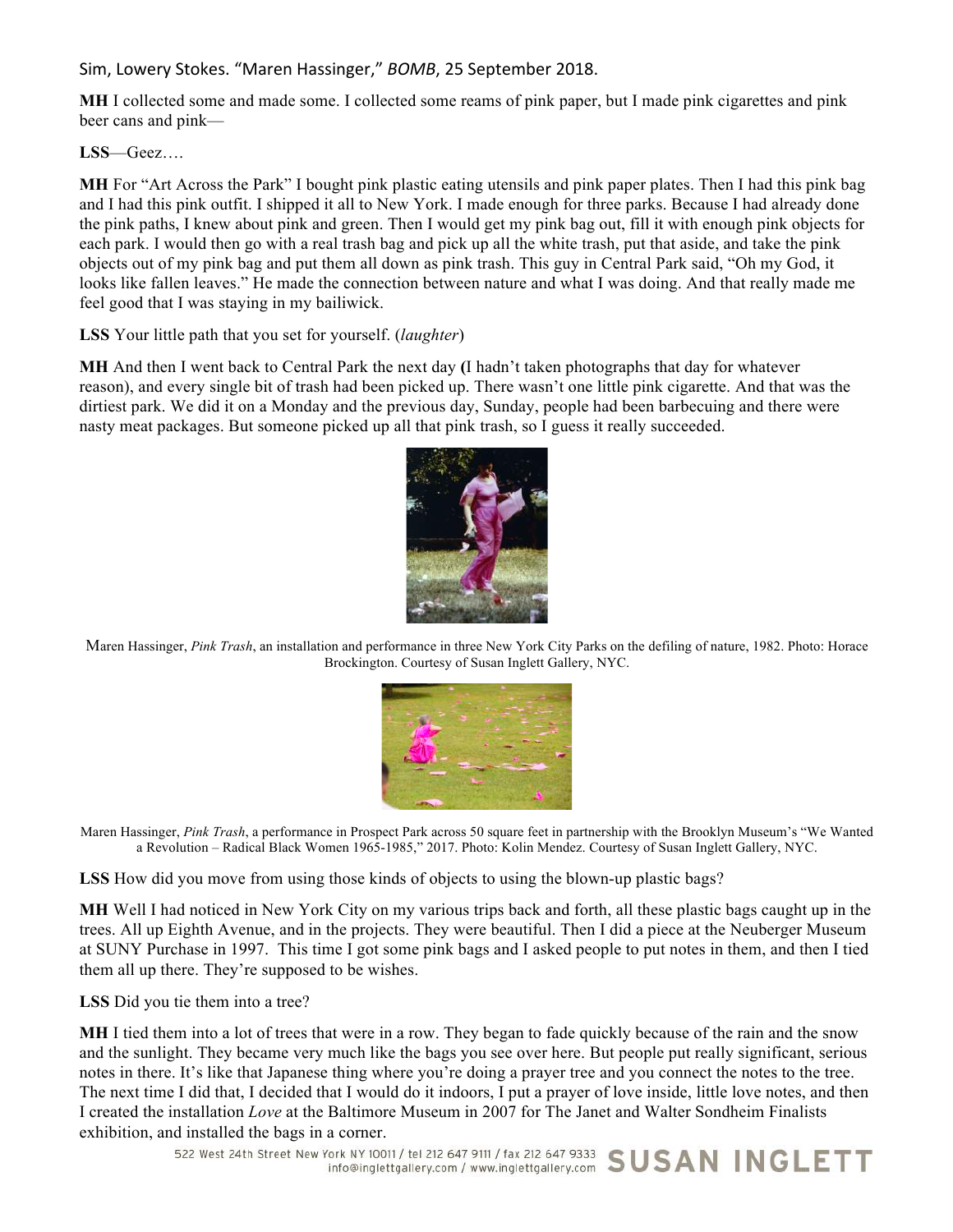**MH** I collected some and made some. I collected some reams of pink paper, but I made pink cigarettes and pink beer cans and pink—

**LSS**—Geez….

**MH** For "Art Across the Park" I bought pink plastic eating utensils and pink paper plates. Then I had this pink bag and I had this pink outfit. I shipped it all to New York. I made enough for three parks. Because I had already done the pink paths, I knew about pink and green. Then I would get my pink bag out, fill it with enough pink objects for each park. I would then go with a real trash bag and pick up all the white trash, put that aside, and take the pink objects out of my pink bag and put them all down as pink trash. This guy in Central Park said, "Oh my God, it looks like fallen leaves." He made the connection between nature and what I was doing. And that really made me feel good that I was staying in my bailiwick.

**LSS** Your little path that you set for yourself. (*laughter*)

**MH** And then I went back to Central Park the next day (I hadn't taken photographs that day for whatever reason), and every single bit of trash had been picked up. There wasn't one little pink cigarette. And that was the dirtiest park. We did it on a Monday and the previous day, Sunday, people had been barbecuing and there were nasty meat packages. But someone picked up all that pink trash, so I guess it really succeeded.

Maren Hassinger, *Pink Trash*, an installation and performance in three New York City Parks on the defiling of nature, 1982. Photo: Horace Brockington. Courtesy of Susan Inglett Gallery, NYC.

Maren Hassinger, *Pink Trash*, a performance in Prospect Park across 50 square feet in partnership with the Brooklyn Museum's "We Wanted a Revolution – Radical Black Women 1965-1985," 2017. Photo: Kolin Mendez. Courtesy of Susan Inglett Gallery, NYC.

**LSS** How did you move from using those kinds of objects to using the blown-up plastic bags?

**MH** Well I had noticed in New York City on my various trips back and forth, all these plastic bags caught up in the trees. All up Eighth Avenue, and in the projects. They were beautiful. Then I did a piece at the Neuberger Museum at SUNY Purchase in 1997. This time I got some pink bags and I asked people to put notes in them, and then I tied them all up there. They're supposed to be wishes.

**LSS** Did you tie them into a tree?

**MH** I tied them into a lot of trees that were in a row. They began to fade quickly because of the rain and the snow and the sunlight. They became very much like the bags you see over here. But people put really significant, serious notes in there. It's like that Japanese thing where you're doing a prayer tree and you connect the notes to the tree. The next time I did that, I decided that I would do it indoors, I put a prayer of love inside, little love notes, and then I created the installation *Love* at the Baltimore Museum in 2007 for The Janet and Walter Sondheim Finalists exhibition, and installed the bags in a corner.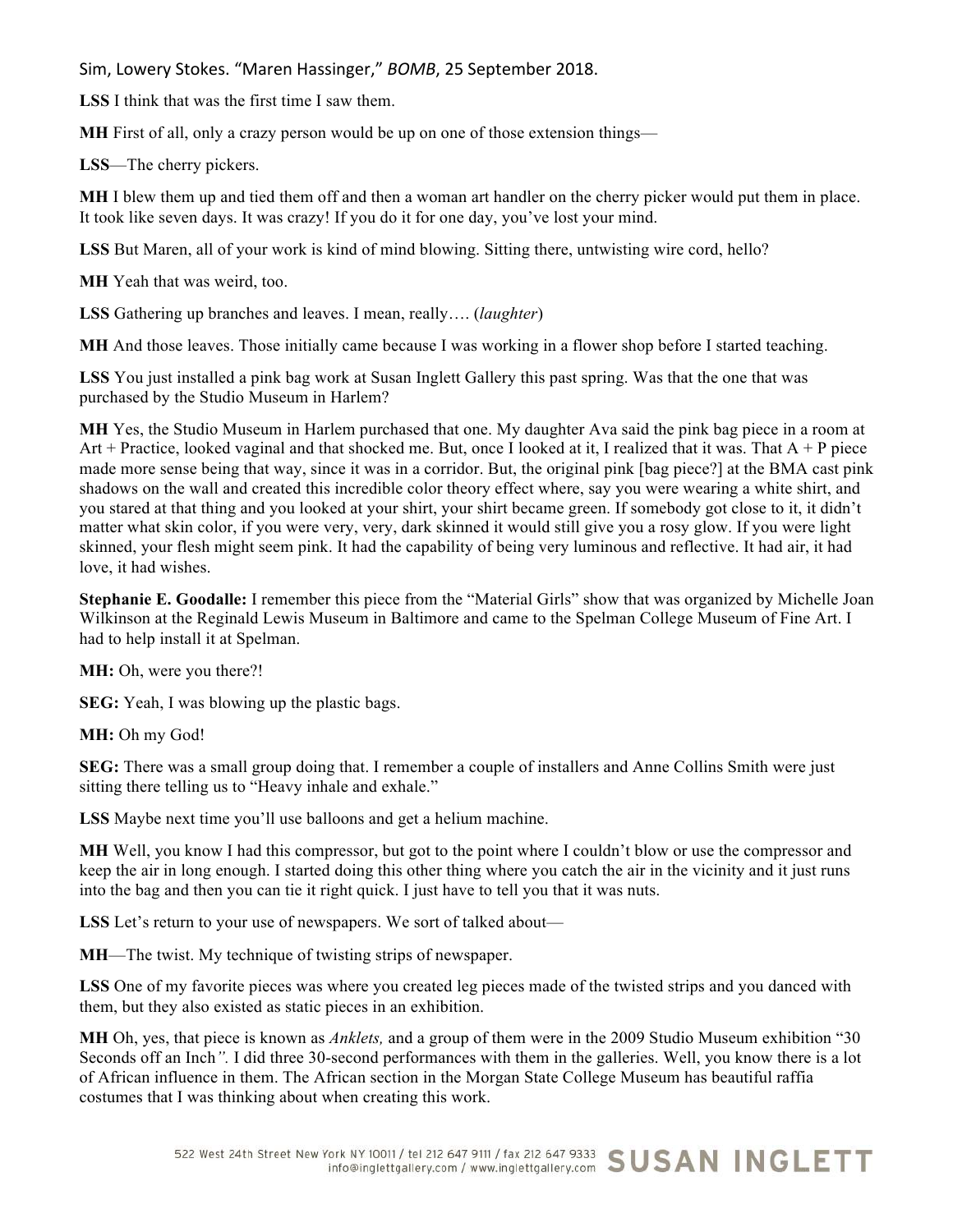**LSS** I think that was the first time I saw them.

**MH** First of all, only a crazy person would be up on one of those extension things—

**LSS**—The cherry pickers.

**MH** I blew them up and tied them off and then a woman art handler on the cherry picker would put them in place. It took like seven days. It was crazy! If you do it for one day, you've lost your mind.

**LSS** But Maren, all of your work is kind of mind blowing. Sitting there, untwisting wire cord, hello?

**MH** Yeah that was weird, too.

**LSS** Gathering up branches and leaves. I mean, really…. (*laughter*)

**MH** And those leaves. Those initially came because I was working in a flower shop before I started teaching.

**LSS** You just installed a pink bag work at Susan Inglett Gallery this past spring. Was that the one that was purchased by the Studio Museum in Harlem?

**MH** Yes, the Studio Museum in Harlem purchased that one. My daughter Ava said the pink bag piece in a room at Art + Practice, looked vaginal and that shocked me. But, once I looked at it, I realized that it was. That A + P piece made more sense being that way, since it was in a corridor. But, the original pink [bag piece?] at the BMA cast pink shadows on the wall and created this incredible color theory effect where, say you were wearing a white shirt, and you stared at that thing and you looked at your shirt, your shirt became green. If somebody got close to it, it didn't matter what skin color, if you were very, very, dark skinned it would still give you a rosy glow. If you were light skinned, your flesh might seem pink. It had the capability of being very luminous and reflective. It had air, it had love, it had wishes.

**Stephanie E. Goodalle:** I remember this piece from the "Material Girls" show that was organized by Michelle Joan Wilkinson at the Reginald Lewis Museum in Baltimore and came to the Spelman College Museum of Fine Art. I had to help install it at Spelman.

**MH:** Oh, were you there?!

**SEG:** Yeah, I was blowing up the plastic bags.

**MH:** Oh my God!

**SEG:** There was a small group doing that. I remember a couple of installers and Anne Collins Smith were just sitting there telling us to "Heavy inhale and exhale."

**LSS** Maybe next time you'll use balloons and get a helium machine.

**MH** Well, you know I had this compressor, but got to the point where I couldn't blow or use the compressor and keep the air in long enough. I started doing this other thing where you catch the air in the vicinity and it just runs into the bag and then you can tie it right quick. I just have to tell you that it was nuts.

**LSS** Let's return to your use of newspapers. We sort of talked about—

**MH**—The twist. My technique of twisting strips of newspaper.

**LSS** One of my favorite pieces was where you created leg pieces made of the twisted strips and you danced with them, but they also existed as static pieces in an exhibition.

**MH** Oh, yes, that piece is known as *Anklets,* and a group of them were in the 2009 Studio Museum exhibition "30 Seconds off an Inch*".* I did three 30-second performances with them in the galleries. Well, you know there is a lot of African influence in them. The African section in the Morgan State College Museum has beautiful raffia costumes that I was thinking about when creating this work.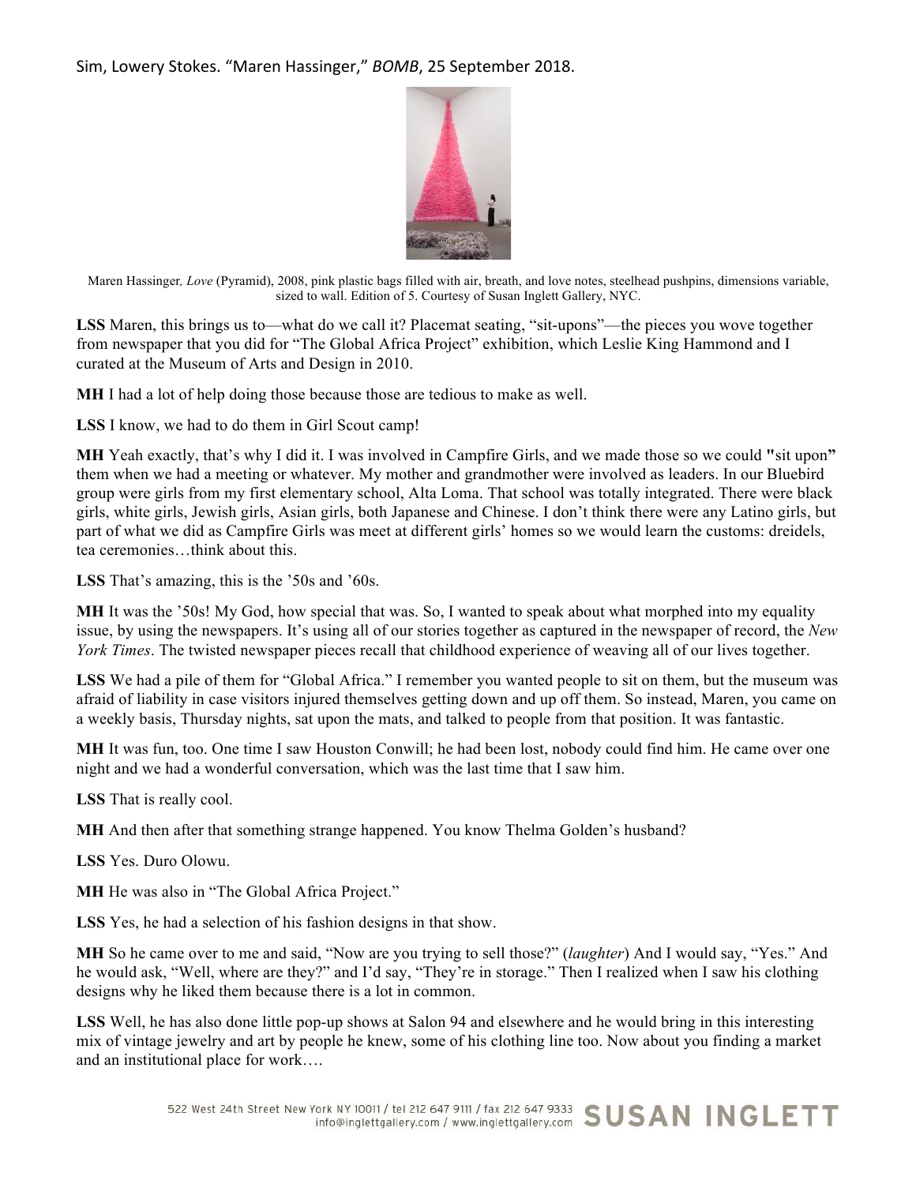Sim, Lowery Stokes. "Maren Hassinger," *BOMB*, 25 September 2018.

Maren Hassinger, *Love* (Pyramid), 2008, pink plastic bags filled with air, breath, and love notes, steelhead pushpins, dimensions variable, sized to wall. Edition of 5. Courtesy of Susan Inglett Gallery, NYC.

**LSS** Maren, this brings us to—what do we call it? Placemat seating, "sit-upons"—the pieces you wove together from newspaper that you did for "The Global Africa Project" exhibition, which Leslie King Hammond and I curated at the Museum of Arts and Design in 2010.

**MH** I had a lot of help doing those because those are tedious to make as well.

**LSS** I know, we had to do them in Girl Scout camp!

**MH** Yeah exactly, that's why I did it. I was involved in Campfire Girls, and we made those so we could **"**sit upon**"** them when we had a meeting or whatever. My mother and grandmother were involved as leaders. In our Bluebird group were girls from my first elementary school, Alta Loma. That school was totally integrated. There were black girls, white girls, Jewish girls, Asian girls, both Japanese and Chinese. I don't think there were any Latino girls, but part of what we did as Campfire Girls was meet at different girls' homes so we would learn the customs: dreidels, tea ceremonies…think about this.

**LSS** That's amazing, this is the '50s and '60s.

**MH** It was the '50s! My God, how special that was. So, I wanted to speak about what morphed into my equality issue, by using the newspapers. It's using all of our stories together as captured in the newspaper of record, the *New York Times*. The twisted newspaper pieces recall that childhood experience of weaving all of our lives together.

**LSS** We had a pile of them for "Global Africa." I remember you wanted people to sit on them, but the museum was afraid of liability in case visitors injured themselves getting down and up off them. So instead, Maren, you came on a weekly basis, Thursday nights, sat upon the mats, and talked to people from that position. It was fantastic.

**MH** It was fun, too. One time I saw Houston Conwill; he had been lost, nobody could find him. He came over one night and we had a wonderful conversation, which was the last time that I saw him.

**LSS** That is really cool.

**MH** And then after that something strange happened. You know Thelma Golden's husband?

**LSS** Yes. Duro Olowu.

**MH** He was also in "The Global Africa Project."

**LSS** Yes, he had a selection of his fashion designs in that show.

**MH** So he came over to me and said, "Now are you trying to sell those?" (*laughter*) And I would say, "Yes." And he would ask, "Well, where are they?" and I'd say, "They're in storage." Then I realized when I saw his clothing designs why he liked them because there is a lot in common.

**LSS** Well, he has also done little pop-up shows at Salon 94 and elsewhere and he would bring in this interesting mix of vintage jewelry and art by people he knew, some of his clothing line too. Now about you finding a market and an institutional place for work….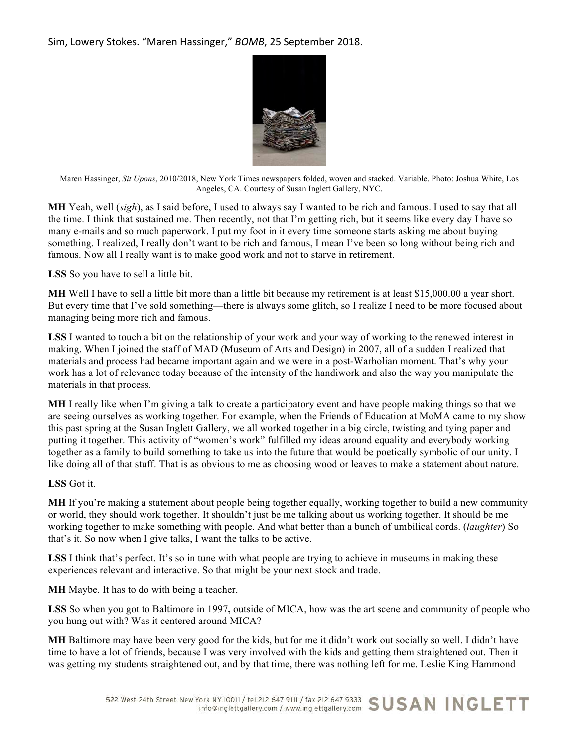Maren Hassinger, *Sit Upons*, 2010/2018, New York Times newspapers folded, woven and stacked. Variable. Photo: Joshua White, Los Angeles, CA. Courtesy of Susan Inglett Gallery, NYC.

**MH** Yeah, well (*sigh*), as I said before, I used to always say I wanted to be rich and famous. I used to say that all the time. I think that sustained me. Then recently, not that I'm getting rich, but it seems like every day I have so many e-mails and so much paperwork. I put my foot in it every time someone starts asking me about buying something. I realized, I really don't want to be rich and famous, I mean I've been so long without being rich and famous. Now all I really want is to make good work and not to starve in retirement.

**LSS** So you have to sell a little bit.

**MH** Well I have to sell a little bit more than a little bit because my retirement is at least $15,000.00 a year short. But every time that I've sold something—there is always some glitch, so I realize I need to be more focused about managing being more rich and famous.

**LSS** I wanted to touch a bit on the relationship of your work and your way of working to the renewed interest in making. When I joined the staff of MAD (Museum of Arts and Design) in 2007, all of a sudden I realized that materials and process had became important again and we were in a post-Warholian moment. That's why your work has a lot of relevance today because of the intensity of the handiwork and also the way you manipulate the materials in that process.

**MH** I really like when I'm giving a talk to create a participatory event and have people making things so that we are seeing ourselves as working together. For example, when the Friends of Education at MoMA came to my show this past spring at the Susan Inglett Gallery, we all worked together in a big circle, twisting and tying paper and putting it together. This activity of "women's work" fulfilled my ideas around equality and everybody working together as a family to build something to take us into the future that would be poetically symbolic of our unity. I like doing all of that stuff. That is as obvious to me as choosing wood or leaves to make a statement about nature.

**LSS** Got it.

**MH** If you're making a statement about people being together equally, working together to build a new community or world, they should work together. It shouldn't just be me talking about us working together. It should be me working together to make something with people. And what better than a bunch of umbilical cords. (*laughter*) So that's it. So now when I give talks, I want the talks to be active.

**LSS** I think that's perfect. It's so in tune with what people are trying to achieve in museums in making these experiences relevant and interactive. So that might be your next stock and trade.

**MH** Maybe. It has to do with being a teacher.

**LSS** So when you got to Baltimore in 1997**,** outside of MICA, how was the art scene and community of people who you hung out with? Was it centered around MICA?

**MH** Baltimore may have been very good for the kids, but for me it didn't work out socially so well. I didn't have time to have a lot of friends, because I was very involved with the kids and getting them straightened out. Then it was getting my students straightened out, and by that time, there was nothing left for me. Leslie King Hammond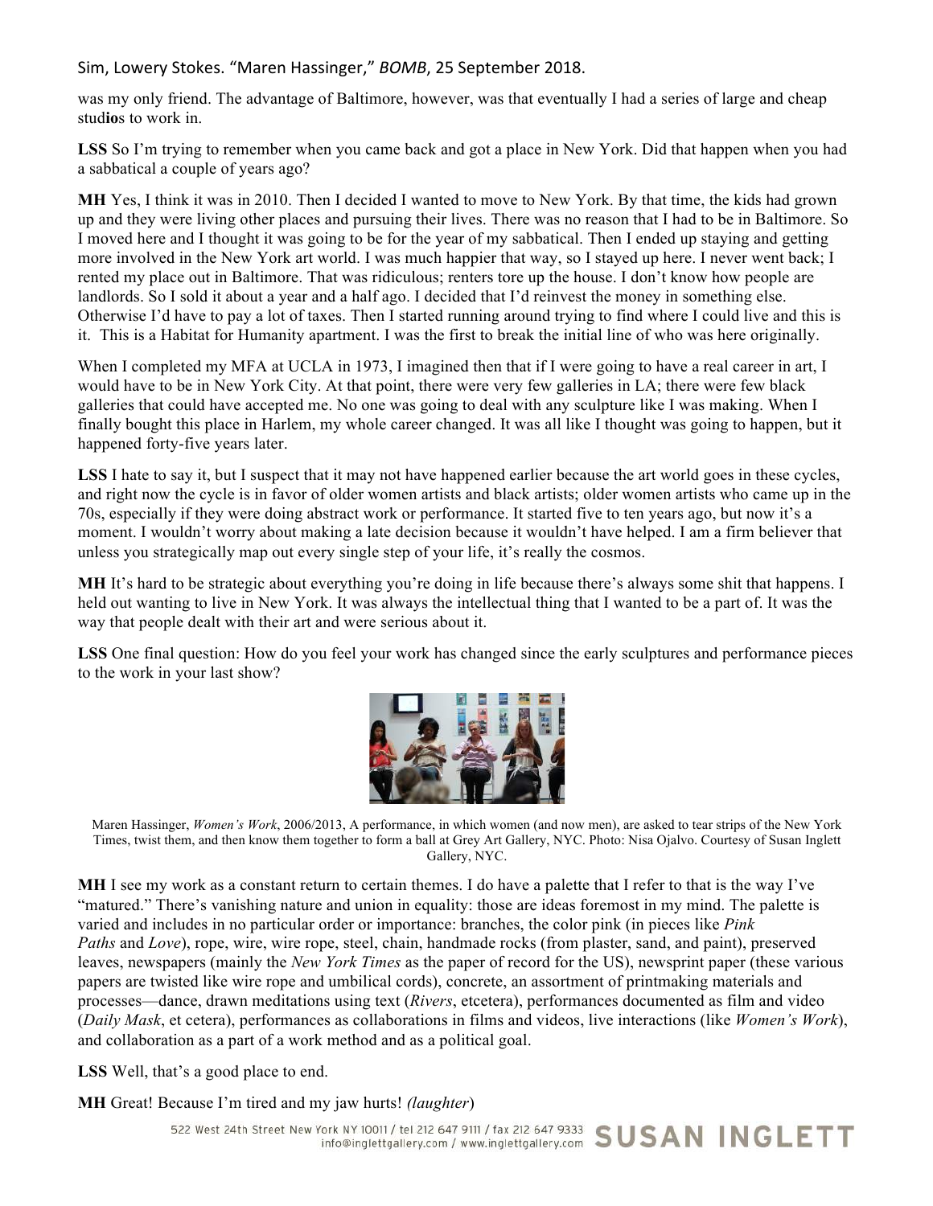was my only friend. The advantage of Baltimore, however, was that eventually I had a series of large and cheap studios to work in.

**LSS** So I'm trying to remember when you came back and got a place in New York. Did that happen when you had a sabbatical a couple of years ago?

**MH** Yes, I think it was in 2010. Then I decided I wanted to move to New York. By that time, the kids had grown up and they were living other places and pursuing their lives. There was no reason that I had to be in Baltimore. So I moved here and I thought it was going to be for the year of my sabbatical. Then I ended up staying and getting more involved in the New York art world. I was much happier that way, so I stayed up here. I never went back; I rented my place out in Baltimore. That was ridiculous; renters tore up the house. I don't know how people are landlords. So I sold it about a year and a half ago. I decided that I'd reinvest the money in something else. Otherwise I'd have to pay a lot of taxes. Then I started running around trying to find where I could live and this is it. This is a Habitat for Humanity apartment. I was the first to break the initial line of who was here originally.

When I completed my MFA at UCLA in 1973, I imagined then that if I were going to have a real career in art, I would have to be in New York City. At that point, there were very few galleries in LA; there were few black galleries that could have accepted me. No one was going to deal with any sculpture like I was making. When I finally bought this place in Harlem, my whole career changed. It was all like I thought was going to happen, but it happened forty-five years later.

**LSS** I hate to say it, but I suspect that it may not have happened earlier because the art world goes in these cycles, and right now the cycle is in favor of older women artists and black artists; older women artists who came up in the 70s, especially if they were doing abstract work or performance. It started five to ten years ago, but now it's a moment. I wouldn't worry about making a late decision because it wouldn't have helped. I am a firm believer that unless you strategically map out every single step of your life, it's really the cosmos.

**MH** It's hard to be strategic about everything you're doing in life because there's always some shit that happens. I held out wanting to live in New York. It was always the intellectual thing that I wanted to be a part of. It was the way that people dealt with their art and were serious about it.

**LSS** One final question: How do you feel your work has changed since the early sculptures and performance pieces to the work in your last show?

Maren Hassinger, *Women's Work*, 2006/2013, A performance, in which women (and now men), are asked to tear strips of the New York Times, twist them, and then know them together to form a ball at Grey Art Gallery, NYC. Photo: Nisa Ojalvo. Courtesy of Susan Inglett Gallery, NYC.

**MH** I see my work as a constant return to certain themes. I do have a palette that I refer to that is the way I've "matured." There's vanishing nature and union in equality: those are ideas foremost in my mind. The palette is varied and includes in no particular order or importance: branches, the color pink (in pieces like *Pink Paths* and *Love*), rope, wire, wire rope, steel, chain, handmade rocks (from plaster, sand, and paint), preserved leaves, newspapers (mainly the *New York Times* as the paper of record for the US), newsprint paper (these various papers are twisted like wire rope and umbilical cords), concrete, an assortment of printmaking materials and processes—dance, drawn meditations using text (*Rivers*, etcetera), performances documented as film and video (*Daily Mask*, et cetera), performances as collaborations in films and videos, live interactions (like *Women's Work*), and collaboration as a part of a work method and as a political goal.

**LSS** Well, that's a good place to end.

**MH** Great! Because I'm tired and my jaw hurts! *(laughter)*